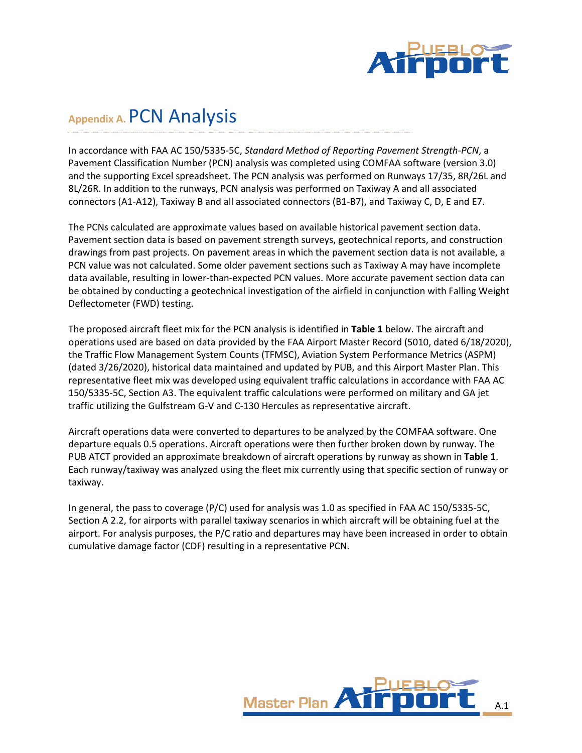# Appendix A. PCN Analysis

In accordance with FAA AC 150/5335-5C, *Standard Method of Reporting Pavement Strength-PCN*, a Pavement Classification Number (PCN) analysis was completed using COMFAA software (version 3.0) and the supporting Excel spreadsheet. The PCN analysis was performed on Runways 17/35, 8R/26L and 8L/26R. In addition to the runways, PCN analysis was performed on Taxiway A and all associated connectors (A1-A12), Taxiway B and all associated connectors (B1-B7), and Taxiway C, D, E and E7.

The PCNs calculated are approximate values based on available historical pavement section data. Pavement section data is based on pavement strength surveys, geotechnical reports, and construction drawings from past projects. On pavement areas in which the pavement section data is not available, a PCN value was not calculated. Some older pavement sections such as Taxiway A may have incomplete data available, resulting in lower-than-expected PCN values. More accurate pavement section data can be obtained by conducting a geotechnical investigation of the airfield in conjunction with Falling Weight Deflectometer (FWD) testing.

The proposed aircraft fleet mix for the PCN analysis is identified in **Table 1** below. The aircraft and operations used are based on data provided by the FAA Airport Master Record (5010, dated 6/18/2020), the Traffic Flow Management System Counts (TFMSC), Aviation System Performance Metrics (ASPM) (dated 3/26/2020), historical data maintained and updated by PUB, and this Airport Master Plan. This representative fleet mix was developed using equivalent traffic calculations in accordance with FAA AC 150/5335-5C, Section A3. The equivalent traffic calculations were performed on military and GA jet traffic utilizing the Gulfstream G-V and C-130 Hercules as representative aircraft.

Aircraft operations data were converted to departures to be analyzed by the COMFAA software. One departure equals 0.5 operations. Aircraft operations were then further broken down by runway. The PUB ATCT provided an approximate breakdown of aircraft operations by runway as shown in **Table 1**. Each runway/taxiway was analyzed using the fleet mix currently using that specific section of runway or taxiway.

In general, the pass to coverage (P/C) used for analysis was 1.0 as specified in FAA AC 150/5335-5C, Section A 2.2, for airports with parallel taxiway scenarios in which aircraft will be obtaining fuel at the airport. For analysis purposes, the P/C ratio and departures may have been increased in order to obtain cumulative damage factor (CDF) resulting in a representative PCN.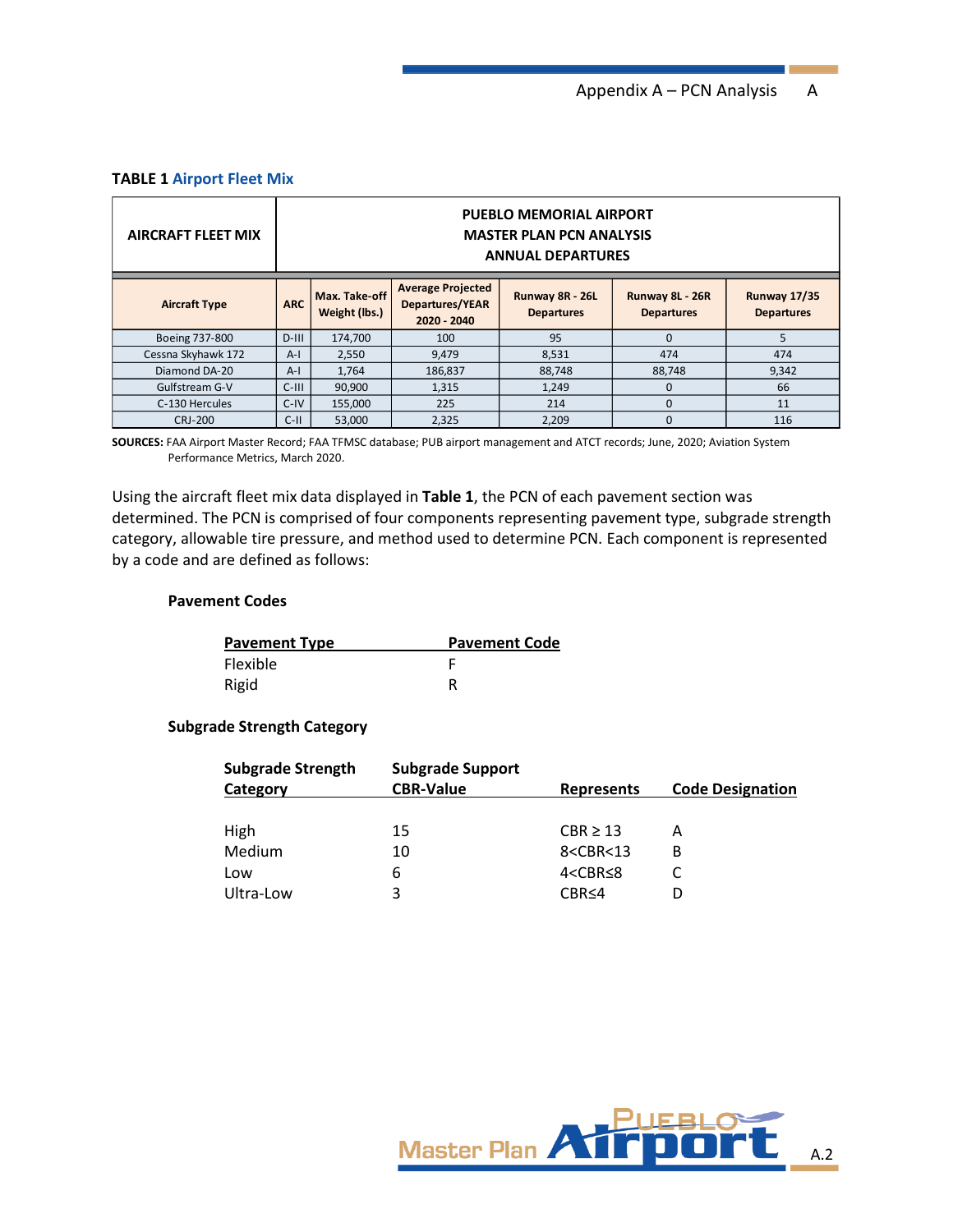**TABLE 1** Airport Fleet Mix

| AIRCRAFT FLEET MIX | PUEBLO MEMORIAL AIRPORT MASTER PLAN PCN ANALYSIS ANNUAL DEPARTURES | | | | | |
|---|---|---|---|---|---|---|
| **Aircraft Type** | **ARC** | **Max. Take-off Weight (lbs.)** | **Average Projected Departures/YEAR 2020 - 2040** | **Runway 8R - 26L Departures** | **Runway 8L - 26R Departures** | **Runway 17/35 Departures** |
| Boeing 737-800 | D-III | 174,700 | 100 | 95 | 0 | 5 |
| Cessna Skyhawk 172 | A-I | 2,550 | 9,479 | 8,531 | 474 | 474 |
| Diamond DA-20 | A-I | 1,764 | 186,837 | 88,748 | 88,748 | 9,342 |
| Gulfstream G-V | C-III | 90,900 | 1,315 | 1,249 | 0 | 66 |
| C-130 Hercules | C-IV | 155,000 | 225 | 214 | 0 | 11 |
| CRJ-200 | C-II | 53,000 | 2,325 | 2,209 | 0 | 116 |

**SOURCES:** FAA Airport Master Record; FAA TFMSC database; PUB airport management and ATCT records; June, 2020; Aviation System Performance Metrics, March 2020.

Using the aircraft fleet mix data displayed in **Table 1**, the PCN of each pavement section was determined. The PCN is comprised of four components representing pavement type, subgrade strength category, allowable tire pressure, and method used to determine PCN. Each component is represented by a code and are defined as follows:

**Pavement Codes**

| Pavement Type | Pavement Code |
|---|---|
| Flexible | F |
| Rigid | R |

**Subgrade Strength Category**

| Subgrade Strength Category | Subgrade Support CBR-Value | Represents | Code Designation |
|---|---|---|---|
| High | 15 | CBR ≥ 13 | A |
| Medium | 10 | 8<CBR<13 | B |
| Low | 6 | 4<CBR≤8 | C |
| Ultra-Low | 3 | CBR≤4 | D |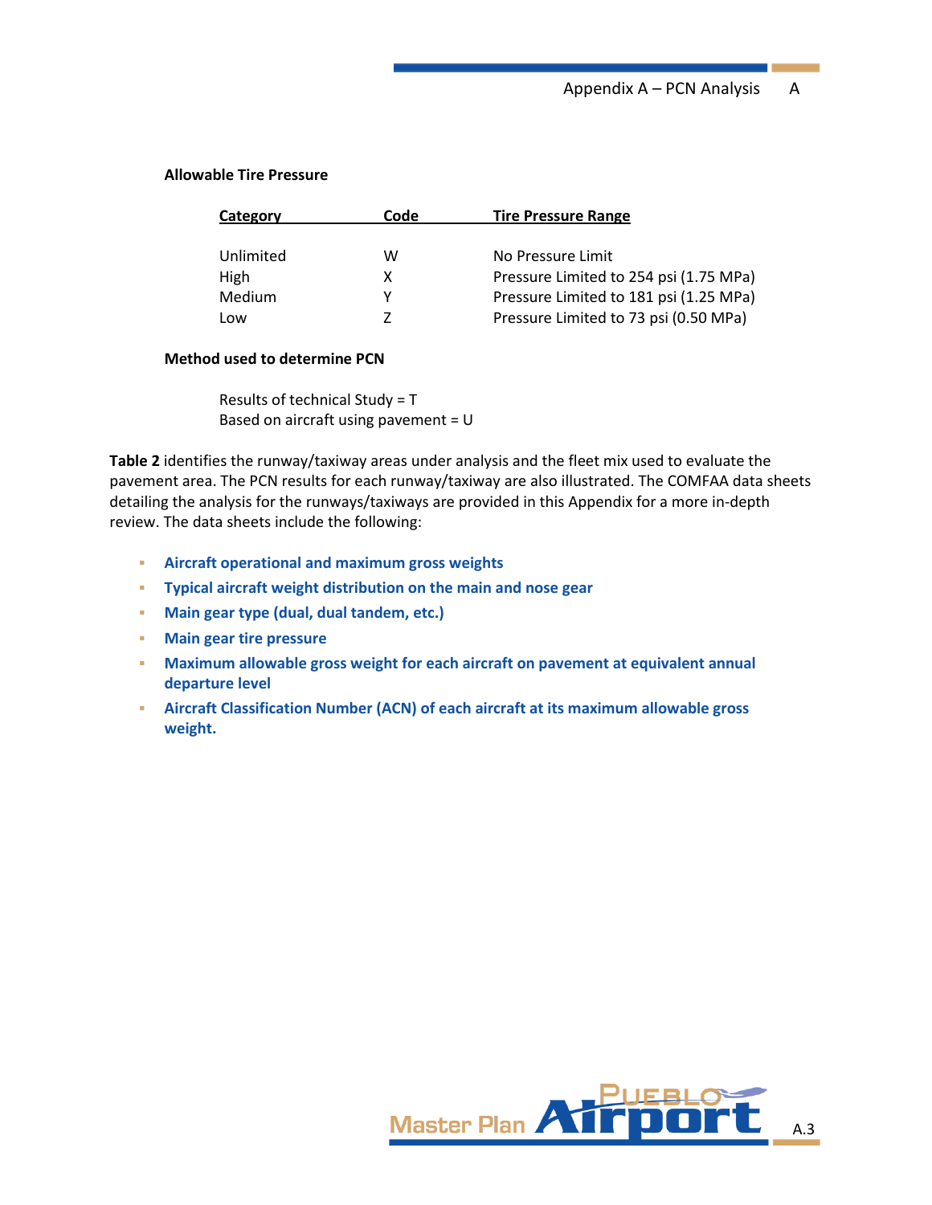**Allowable Tire Pressure**

| Category | Code | Tire Pressure Range |
|---|---|---|
| Unlimited | W | No Pressure Limit |
| High | X | Pressure Limited to 254 psi (1.75 MPa) |
| Medium | Y | Pressure Limited to 181 psi (1.25 MPa) |
| Low | Z | Pressure Limited to 73 psi (0.50 MPa) |

**Method used to determine PCN**

Results of technical Study = T
Based on aircraft using pavement = U

**Table 2** identifies the runway/taxiway areas under analysis and the fleet mix used to evaluate the pavement area. The PCN results for each runway/taxiway are also illustrated. The COMFAA data sheets detailing the analysis for the runways/taxiways are provided in this Appendix for a more in-depth review. The data sheets include the following:

- **Aircraft operational and maximum gross weights**
- **Typical aircraft weight distribution on the main and nose gear**
- **Main gear type (dual, dual tandem, etc.)**
- **Main gear tire pressure**
- **Maximum allowable gross weight for each aircraft on pavement at equivalent annual departure level**
- **Aircraft Classification Number (ACN) of each aircraft at its maximum allowable gross weight.**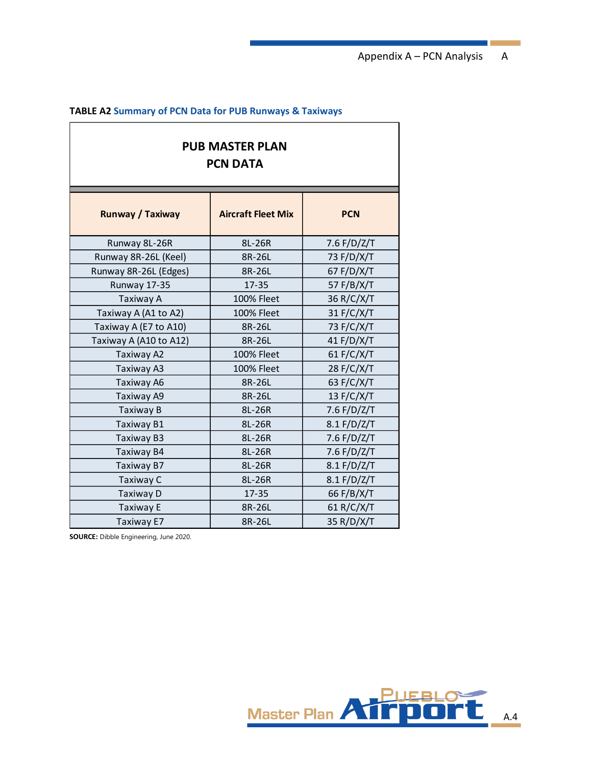**TABLE A2** Summary of PCN Data for PUB Runways & Taxiways

| PUB MASTER PLAN PCN DATA | | |
|---|---|---|
| **Runway / Taxiway** | **Aircraft Fleet Mix** | **PCN** |
| Runway 8L-26R | 8L-26R | 7.6 F/D/Z/T |
| Runway 8R-26L (Keel) | 8R-26L | 73 F/D/X/T |
| Runway 8R-26L (Edges) | 8R-26L | 67 F/D/X/T |
| Runway 17-35 | 17-35 | 57 F/B/X/T |
| Taxiway A | 100% Fleet | 36 R/C/X/T |
| Taxiway A (A1 to A2) | 100% Fleet | 31 F/C/X/T |
| Taxiway A (E7 to A10) | 8R-26L | 73 F/C/X/T |
| Taxiway A (A10 to A12) | 8R-26L | 41 F/D/X/T |
| Taxiway A2 | 100% Fleet | 61 F/C/X/T |
| Taxiway A3 | 100% Fleet | 28 F/C/X/T |
| Taxiway A6 | 8R-26L | 63 F/C/X/T |
| Taxiway A9 | 8R-26L | 13 F/C/X/T |
| Taxiway B | 8L-26R | 7.6 F/D/Z/T |
| Taxiway B1 | 8L-26R | 8.1 F/D/Z/T |
| Taxiway B3 | 8L-26R | 7.6 F/D/Z/T |
| Taxiway B4 | 8L-26R | 7.6 F/D/Z/T |
| Taxiway B7 | 8L-26R | 8.1 F/D/Z/T |
| Taxiway C | 8L-26R | 8.1 F/D/Z/T |
| Taxiway D | 17-35 | 66 F/B/X/T |
| Taxiway E | 8R-26L | 61 R/C/X/T |
| Taxiway E7 | 8R-26L | 35 R/D/X/T |

**SOURCE:** Dibble Engineering, June 2020.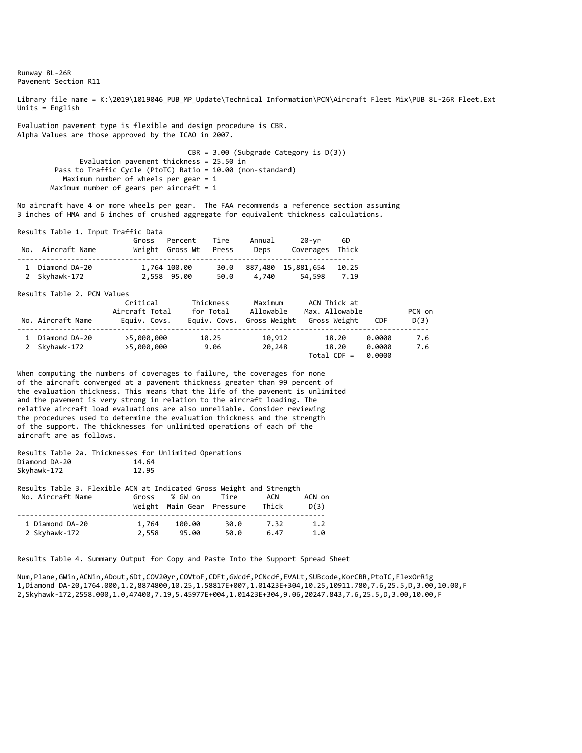Runway 8L-26R
Pavement Section R11

Library file name = K:\2019\1019046_PUB_MP_Update\Technical Information\PCN\Aircraft Fleet Mix\PUB 8L-26R Fleet.Ext
Units = English

Evaluation pavement type is flexible and design procedure is CBR.
Alpha Values are those approved by the ICAO in 2007.

CBR = 3.00 (Subgrade Category is D(3))
Evaluation pavement thickness = 25.50 in
Pass to Traffic Cycle (PtoTC) Ratio = 10.00 (non-standard)
Maximum number of wheels per gear = 1
Maximum number of gears per aircraft = 1

No aircraft have 4 or more wheels per gear. The FAA recommends a reference section assuming 3 inches of HMA and 6 inches of crushed aggregate for equivalent thickness calculations.

Results Table 1. Input Traffic Data

| No. | Aircraft Name | Gross Weight | Percent Gross Wt | Tire Press | Annual Deps | 20-yr Coverages | 6D Thick |
|---|---|---|---|---|---|---|---|
| 1 | Diamond DA-20 | 1,764 | 100.00 | 30.0 | 887,480 | 15,881,654 | 10.25 |
| 2 | Skyhawk-172 | 2,558 | 95.00 | 50.0 | 4,740 | 54,598 | 7.19 |

Results Table 2. PCN Values

| No. | Aircraft Name | Critical Aircraft Total Equiv. Covs. | Thickness for Total Equiv. Covs. | Maximum Allowable Gross Weight | ACN Thick at Max. Allowable Gross Weight | CDF | PCN on D(3) |
|---|---|---|---|---|---|---|---|
| 1 | Diamond DA-20 | >5,000,000 | 10.25 | 10,912 | 18.20 | 0.0000 | 7.6 |
| 2 | Skyhawk-172 | >5,000,000 | 9.06 | 20,248 | 18.20 | 0.0000 | 7.6 |
| | | | | | Total CDF = | 0.0000 | |

When computing the numbers of coverages to failure, the coverages for none of the aircraft converged at a pavement thickness greater than 99 percent of the evaluation thickness. This means that the life of the pavement is unlimited and the pavement is very strong in relation to the aircraft loading. The relative aircraft load evaluations are also unreliable. Consider reviewing the procedures used to determine the evaluation thickness and the strength of the support. The thicknesses for unlimited operations of each of the aircraft are as follows.

Results Table 2a. Thicknesses for Unlimited Operations

| Aircraft | Thickness |
|---|---|
| Diamond DA-20 | 14.64 |
| Skyhawk-172 | 12.95 |

Results Table 3. Flexible ACN at Indicated Gross Weight and Strength

| No. | Aircraft Name | Gross Weight | % GW on Main Gear | Tire Pressure | ACN Thick | ACN on D(3) |
|---|---|---|---|---|---|---|
| 1 | Diamond DA-20 | 1,764 | 100.00 | 30.0 | 7.32 | 1.2 |
| 2 | Skyhawk-172 | 2,558 | 95.00 | 50.0 | 6.47 | 1.0 |

Results Table 4. Summary Output for Copy and Paste Into the Support Spread Sheet

```
Num,Plane,GWin,ACNin,ADout,6Dt,COV20yr,COVtoF,CDFt,GWcdf,PCNcdf,EVALt,SUBcode,KorCBR,PtoTC,FlexOrRig
1,Diamond DA-20,1764.000,1.2,8874800,10.25,1.58817E+007,1.01423E+304,10.25,10911.780,7.6,25.5,D,3.00,10.00,F
2,Skyhawk-172,2558.000,1.0,47400,7.19,5.45977E+004,1.01423E+304,9.06,20247.843,7.6,25.5,D,3.00,10.00,F
```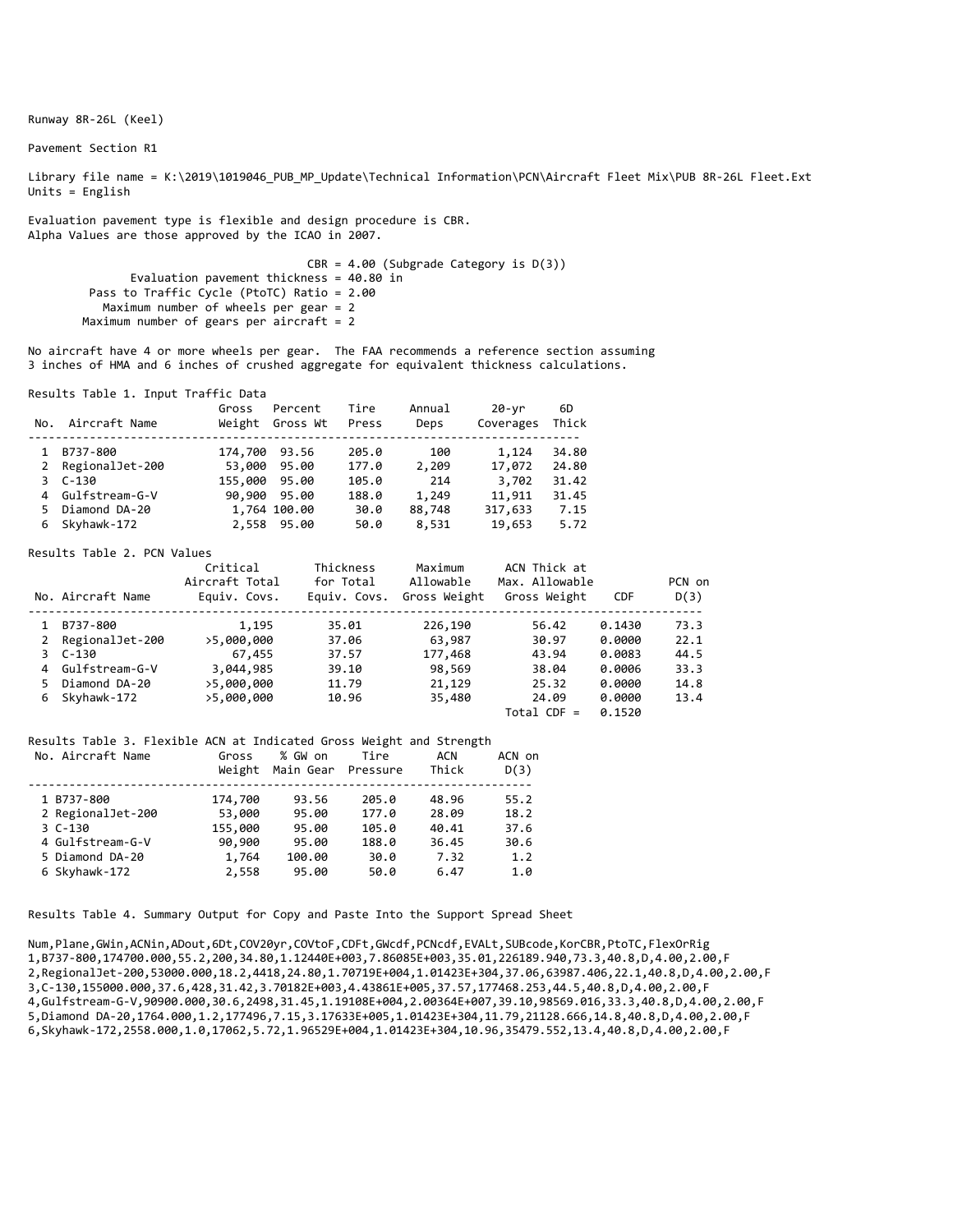Runway 8R-26L (Keel)

Pavement Section R1

Library file name = K:\2019\1019046_PUB_MP_Update\Technical Information\PCN\Aircraft Fleet Mix\PUB 8R-26L Fleet.Ext
Units = English

Evaluation pavement type is flexible and design procedure is CBR.
Alpha Values are those approved by the ICAO in 2007.

```
                                  CBR = 4.00 (Subgrade Category is D(3))
            Evaluation pavement thickness = 40.80 in
       Pass to Traffic Cycle (PtoTC) Ratio = 2.00
         Maximum number of wheels per gear = 2
        Maximum number of gears per aircraft = 2
```

No aircraft have 4 or more wheels per gear. The FAA recommends a reference section assuming 3 inches of HMA and 6 inches of crushed aggregate for equivalent thickness calculations.

Results Table 1. Input Traffic Data

| No. | Aircraft Name | Gross Weight | Percent Gross Wt | Tire Press | Annual Deps | 20-yr Coverages | 6D Thick |
|---|---|---|---|---|---|---|---|
| 1 | B737-800 | 174,700 | 93.56 | 205.0 | 100 | 1,124 | 34.80 |
| 2 | RegionalJet-200 | 53,000 | 95.00 | 177.0 | 2,209 | 17,072 | 24.80 |
| 3 | C-130 | 155,000 | 95.00 | 105.0 | 214 | 3,702 | 31.42 |
| 4 | Gulfstream-G-V | 90,900 | 95.00 | 188.0 | 1,249 | 11,911 | 31.45 |
| 5 | Diamond DA-20 | 1,764 | 100.00 | 30.0 | 88,748 | 317,633 | 7.15 |
| 6 | Skyhawk-172 | 2,558 | 95.00 | 50.0 | 8,531 | 19,653 | 5.72 |

Results Table 2. PCN Values

| No. | Aircraft Name | Critical Aircraft Total Equiv. Covs. | Thickness for Total Equiv. Covs. | Maximum Allowable Gross Weight | ACN Thick at Max. Allowable Gross Weight | CDF | PCN on D(3) |
|---|---|---|---|---|---|---|---|
| 1 | B737-800 | 1,195 | 35.01 | 226,190 | 56.42 | 0.1430 | 73.3 |
| 2 | RegionalJet-200 | >5,000,000 | 37.06 | 63,987 | 30.97 | 0.0000 | 22.1 |
| 3 | C-130 | 67,455 | 37.57 | 177,468 | 43.94 | 0.0083 | 44.5 |
| 4 | Gulfstream-G-V | 3,044,985 | 39.10 | 98,569 | 38.04 | 0.0006 | 33.3 |
| 5 | Diamond DA-20 | >5,000,000 | 11.79 | 21,129 | 25.32 | 0.0000 | 14.8 |
| 6 | Skyhawk-172 | >5,000,000 | 10.96 | 35,480 | 24.09 | 0.0000 | 13.4 |
| | | | | | Total CDF = | 0.1520 | |

Results Table 3. Flexible ACN at Indicated Gross Weight and Strength

| No. | Aircraft Name | Gross Weight | % GW on Main Gear | Tire Pressure | ACN Thick | ACN on D(3) |
|---|---|---|---|---|---|---|
| 1 | B737-800 | 174,700 | 93.56 | 205.0 | 48.96 | 55.2 |
| 2 | RegionalJet-200 | 53,000 | 95.00 | 177.0 | 28.09 | 18.2 |
| 3 | C-130 | 155,000 | 95.00 | 105.0 | 40.41 | 37.6 |
| 4 | Gulfstream-G-V | 90,900 | 95.00 | 188.0 | 36.45 | 30.6 |
| 5 | Diamond DA-20 | 1,764 | 100.00 | 30.0 | 7.32 | 1.2 |
| 6 | Skyhawk-172 | 2,558 | 95.00 | 50.0 | 6.47 | 1.0 |

Results Table 4. Summary Output for Copy and Paste Into the Support Spread Sheet

```
Num,Plane,GWin,ACNin,ADout,6Dt,COV20yr,COVtoF,CDFt,GWcdf,PCNcdf,EVALt,SUBcode,KorCBR,PtoTC,FlexOrRig
1,B737-800,174700.000,55.2,200,34.80,1.12440E+003,7.86085E+003,35.01,226189.940,73.3,40.8,D,4.00,2.00,F
2,RegionalJet-200,53000.000,18.2,4418,24.80,1.70719E+004,1.01423E+304,37.06,63987.406,22.1,40.8,D,4.00,2.00,F
3,C-130,155000.000,37.6,428,31.42,3.70182E+003,4.43861E+005,37.57,177468.253,44.5,40.8,D,4.00,2.00,F
4,Gulfstream-G-V,90900.000,30.6,2498,31.45,1.19108E+004,2.00364E+007,39.10,98569.016,33.3,40.8,D,4.00,2.00,F
5,Diamond DA-20,1764.000,1.2,177496,7.15,3.17633E+005,1.01423E+304,11.79,21128.666,14.8,40.8,D,4.00,2.00,F
6,Skyhawk-172,2558.000,1.0,17062,5.72,1.96529E+004,1.01423E+304,10.96,35479.552,13.4,40.8,D,4.00,2.00,F
```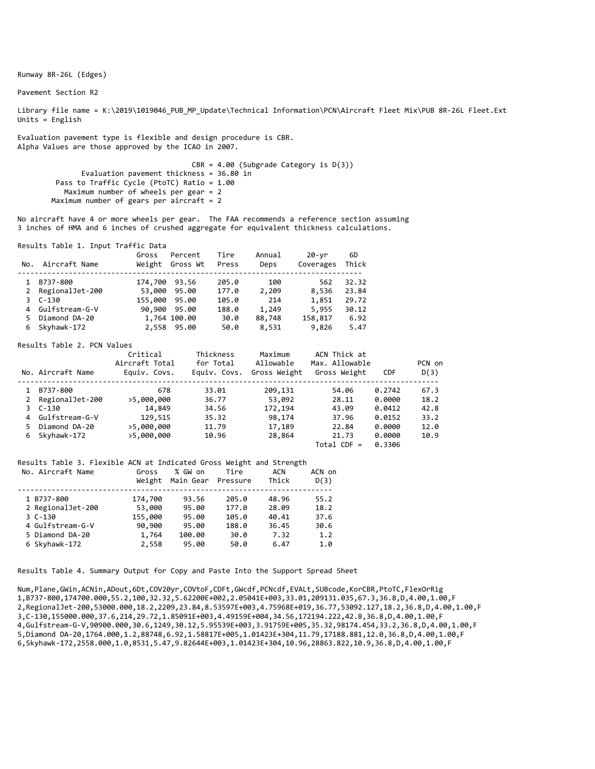Runway 8R-26L (Edges)

Pavement Section R2

Library file name = K:\2019\1019046_PUB_MP_Update\Technical Information\PCN\Aircraft Fleet Mix\PUB 8R-26L Fleet.Ext
Units = English

Evaluation pavement type is flexible and design procedure is CBR.
Alpha Values are those approved by the ICAO in 2007.

```
                                   CBR = 4.00 (Subgrade Category is D(3))
          Evaluation pavement thickness = 36.80 in
        Pass to Traffic Cycle (PtoTC) Ratio = 1.00
          Maximum number of wheels per gear = 2
        Maximum number of gears per aircraft = 2
```

No aircraft have 4 or more wheels per gear. The FAA recommends a reference section assuming 3 inches of HMA and 6 inches of crushed aggregate for equivalent thickness calculations.

Results Table 1. Input Traffic Data

| No. | Aircraft Name | Gross Weight | Percent Gross Wt | Tire Press | Annual Deps | 20-yr Coverages | 6D Thick |
|---|---|---|---|---|---|---|---|
| 1 | B737-800 | 174,700 | 93.56 | 205.0 | 100 | 562 | 32.32 |
| 2 | RegionalJet-200 | 53,000 | 95.00 | 177.0 | 2,209 | 8,536 | 23.84 |
| 3 | C-130 | 155,000 | 95.00 | 105.0 | 214 | 1,851 | 29.72 |
| 4 | Gulfstream-G-V | 90,900 | 95.00 | 188.0 | 1,249 | 5,955 | 30.12 |
| 5 | Diamond DA-20 | 1,764 | 100.00 | 30.0 | 88,748 | 158,817 | 6.92 |
| 6 | Skyhawk-172 | 2,558 | 95.00 | 50.0 | 8,531 | 9,826 | 5.47 |

Results Table 2. PCN Values

| No. | Aircraft Name | Critical Aircraft Total Equiv. Covs. | Thickness for Total Equiv. Covs. | Maximum Allowable Gross Weight | ACN Thick at Max. Allowable Gross Weight | CDF | PCN on D(3) |
|---|---|---|---|---|---|---|---|
| 1 | B737-800 | 678 | 33.01 | 209,131 | 54.06 | 0.2742 | 67.3 |
| 2 | RegionalJet-200 | >5,000,000 | 36.77 | 53,092 | 28.11 | 0.0000 | 18.2 |
| 3 | C-130 | 14,849 | 34.56 | 172,194 | 43.09 | 0.0412 | 42.8 |
| 4 | Gulfstream-G-V | 129,515 | 35.32 | 98,174 | 37.96 | 0.0152 | 33.2 |
| 5 | Diamond DA-20 | >5,000,000 | 11.79 | 17,189 | 22.84 | 0.0000 | 12.0 |
| 6 | Skyhawk-172 | >5,000,000 | 10.96 | 28,864 | 21.73 | 0.0000 | 10.9 |
| | | | | | Total CDF = | 0.3306 | |

Results Table 3. Flexible ACN at Indicated Gross Weight and Strength

| No. | Aircraft Name | Gross Weight | % GW on Main Gear | Tire Pressure | ACN Thick | ACN on D(3) |
|---|---|---|---|---|---|---|
| 1 | B737-800 | 174,700 | 93.56 | 205.0 | 48.96 | 55.2 |
| 2 | RegionalJet-200 | 53,000 | 95.00 | 177.0 | 28.09 | 18.2 |
| 3 | C-130 | 155,000 | 95.00 | 105.0 | 40.41 | 37.6 |
| 4 | Gulfstream-G-V | 90,900 | 95.00 | 188.0 | 36.45 | 30.6 |
| 5 | Diamond DA-20 | 1,764 | 100.00 | 30.0 | 7.32 | 1.2 |
| 6 | Skyhawk-172 | 2,558 | 95.00 | 50.0 | 6.47 | 1.0 |

Results Table 4. Summary Output for Copy and Paste Into the Support Spread Sheet

```
Num,Plane,GWin,ACNin,ADout,6Dt,COV20yr,COVtoF,CDFt,GWcdf,PCNcdf,EVALt,SUBcode,KorCBR,PtoTC,FlexOrRig
1,B737-800,174700.000,55.2,100,32.32,5.62200E+002,2.05041E+003,33.01,209131.035,67.3,36.8,D,4.00,1.00,F
2,RegionalJet-200,53000.000,18.2,2209,23.84,8.53597E+003,4.75968E+019,36.77,53092.127,18.2,36.8,D,4.00,1.00,F
3,C-130,155000.000,37.6,214,29.72,1.85091E+003,4.49159E+004,34.56,172194.222,42.8,36.8,D,4.00,1.00,F
4,Gulfstream-G-V,90900.000,30.6,1249,30.12,5.95539E+003,3.91759E+005,35.32,98174.454,33.2,36.8,D,4.00,1.00,F
5,Diamond DA-20,1764.000,1.2,88748,6.92,1.58817E+005,1.01423E+304,11.79,17188.881,12.0,36.8,D,4.00,1.00,F
6,Skyhawk-172,2558.000,1.0,8531,5.47,9.82644E+003,1.01423E+304,10.96,28863.822,10.9,36.8,D,4.00,1.00,F
```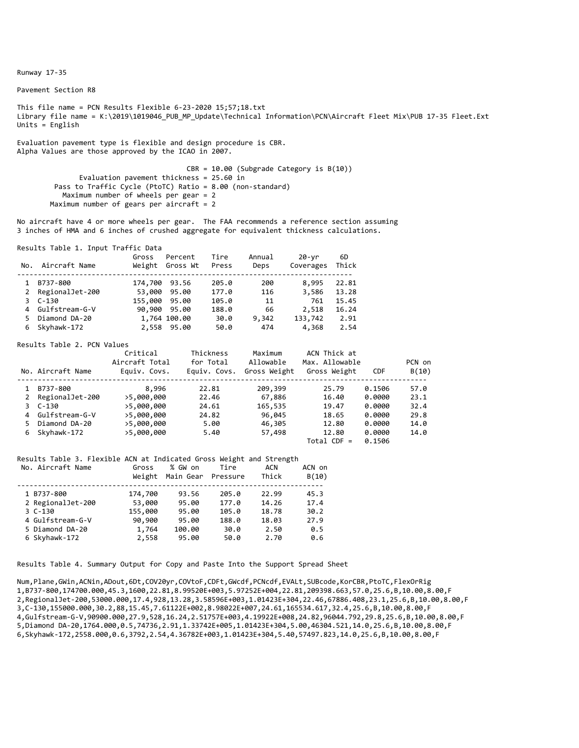Runway 17-35

Pavement Section R8

This file name = PCN Results Flexible 6-23-2020 15;57;18.txt
Library file name = K:\2019\1019046_PUB_MP_Update\Technical Information\PCN\Aircraft Fleet Mix\PUB 17-35 Fleet.Ext
Units = English

Evaluation pavement type is flexible and design procedure is CBR.
Alpha Values are those approved by the ICAO in 2007.

CBR = 10.00 (Subgrade Category is B(10))
Evaluation pavement thickness = 25.60 in
Pass to Traffic Cycle (PtoTC) Ratio = 8.00 (non-standard)
Maximum number of wheels per gear = 2
Maximum number of gears per aircraft = 2

No aircraft have 4 or more wheels per gear. The FAA recommends a reference section assuming 3 inches of HMA and 6 inches of crushed aggregate for equivalent thickness calculations.

Results Table 1. Input Traffic Data

| No. | Aircraft Name | Gross Weight | Percent Gross Wt | Tire Press | Annual Deps | 20-yr Coverages | 6D Thick |
|---|---|---|---|---|---|---|---|
| 1 | B737-800 | 174,700 | 93.56 | 205.0 | 200 | 8,995 | 22.81 |
| 2 | RegionalJet-200 | 53,000 | 95.00 | 177.0 | 116 | 3,586 | 13.28 |
| 3 | C-130 | 155,000 | 95.00 | 105.0 | 11 | 761 | 15.45 |
| 4 | Gulfstream-G-V | 90,900 | 95.00 | 188.0 | 66 | 2,518 | 16.24 |
| 5 | Diamond DA-20 | 1,764 | 100.00 | 30.0 | 9,342 | 133,742 | 2.91 |
| 6 | Skyhawk-172 | 2,558 | 95.00 | 50.0 | 474 | 4,368 | 2.54 |

Results Table 2. PCN Values

| No. | Aircraft Name | Critical Aircraft Total Equiv. Covs. | Thickness for Total Equiv. Covs. | Maximum Allowable Gross Weight | ACN Thick at Max. Allowable Gross Weight | CDF | PCN on B(10) |
|---|---|---|---|---|---|---|---|
| 1 | B737-800 | 8,996 | 22.81 | 209,399 | 25.79 | 0.1506 | 57.0 |
| 2 | RegionalJet-200 | >5,000,000 | 22.46 | 67,886 | 16.40 | 0.0000 | 23.1 |
| 3 | C-130 | >5,000,000 | 24.61 | 165,535 | 19.47 | 0.0000 | 32.4 |
| 4 | Gulfstream-G-V | >5,000,000 | 24.82 | 96,045 | 18.65 | 0.0000 | 29.8 |
| 5 | Diamond DA-20 | >5,000,000 | 5.00 | 46,305 | 12.80 | 0.0000 | 14.0 |
| 6 | Skyhawk-172 | >5,000,000 | 5.40 | 57,498 | 12.80 | 0.0000 | 14.0 |
| | | | | | Total CDF = | 0.1506 | |

Results Table 3. Flexible ACN at Indicated Gross Weight and Strength

| No. | Aircraft Name | Gross Weight | % GW on Main Gear | Tire Pressure | ACN Thick | ACN on B(10) |
|---|---|---|---|---|---|---|
| 1 | B737-800 | 174,700 | 93.56 | 205.0 | 22.99 | 45.3 |
| 2 | RegionalJet-200 | 53,000 | 95.00 | 177.0 | 14.26 | 17.4 |
| 3 | C-130 | 155,000 | 95.00 | 105.0 | 18.78 | 30.2 |
| 4 | Gulfstream-G-V | 90,900 | 95.00 | 188.0 | 18.03 | 27.9 |
| 5 | Diamond DA-20 | 1,764 | 100.00 | 30.0 | 2.50 | 0.5 |
| 6 | Skyhawk-172 | 2,558 | 95.00 | 50.0 | 2.70 | 0.6 |

Results Table 4. Summary Output for Copy and Paste Into the Support Spread Sheet

```
Num,Plane,GWin,ACNin,ADout,6Dt,COV20yr,COVtoF,CDFt,GWcdf,PCNcdf,EVALt,SUBcode,KorCBR,PtoTC,FlexOrRig
1,B737-800,174700.000,45.3,1600,22.81,8.99520E+003,5.97252E+004,22.81,209398.663,57.0,25.6,B,10.00,8.00,F
2,RegionalJet-200,53000.000,17.4,928,13.28,3.58596E+003,1.01423E+304,22.46,67886.408,23.1,25.6,B,10.00,8.00,F
3,C-130,155000.000,30.2,88,15.45,7.61122E+002,8.98022E+007,24.61,165534.617,32.4,25.6,B,10.00,8.00,F
4,Gulfstream-G-V,90900.000,27.9,528,16.24,2.51757E+003,4.19922E+008,24.82,96044.792,29.8,25.6,B,10.00,8.00,F
5,Diamond DA-20,1764.000,0.5,74736,2.91,1.33742E+005,1.01423E+304,5.00,46304.521,14.0,25.6,B,10.00,8.00,F
6,Skyhawk-172,2558.000,0.6,3792,2.54,4.36782E+003,1.01423E+304,5.40,57497.823,14.0,25.6,B,10.00,8.00,F
```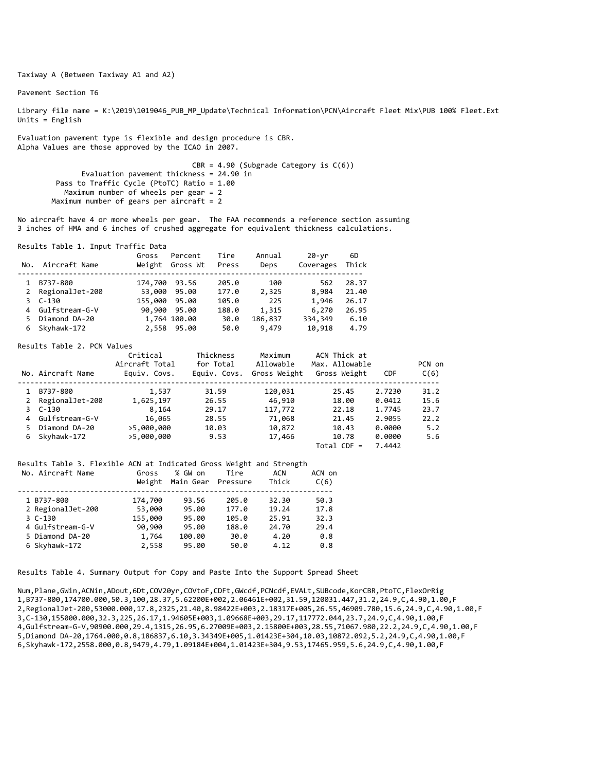Taxiway A (Between Taxiway A1 and A2)

Pavement Section T6

Library file name = K:\2019\1019046_PUB_MP_Update\Technical Information\PCN\Aircraft Fleet Mix\PUB 100% Fleet.Ext
Units = English

Evaluation pavement type is flexible and design procedure is CBR.
Alpha Values are those approved by the ICAO in 2007.

CBR = 4.90 (Subgrade Category is C(6))
Evaluation pavement thickness = 24.90 in
Pass to Traffic Cycle (PtoTC) Ratio = 1.00
Maximum number of wheels per gear = 2
Maximum number of gears per aircraft = 2

No aircraft have 4 or more wheels per gear. The FAA recommends a reference section assuming 3 inches of HMA and 6 inches of crushed aggregate for equivalent thickness calculations.

Results Table 1. Input Traffic Data

| No. | Aircraft Name | Gross Weight | Percent Gross Wt | Tire Press | Annual Deps | 20-yr Coverages | 6D Thick |
|---|---|---|---|---|---|---|---|
| 1 | B737-800 | 174,700 | 93.56 | 205.0 | 100 | 562 | 28.37 |
| 2 | RegionalJet-200 | 53,000 | 95.00 | 177.0 | 2,325 | 8,984 | 21.40 |
| 3 | C-130 | 155,000 | 95.00 | 105.0 | 225 | 1,946 | 26.17 |
| 4 | Gulfstream-G-V | 90,900 | 95.00 | 188.0 | 1,315 | 6,270 | 26.95 |
| 5 | Diamond DA-20 | 1,764 | 100.00 | 30.0 | 186,837 | 334,349 | 6.10 |
| 6 | Skyhawk-172 | 2,558 | 95.00 | 50.0 | 9,479 | 10,918 | 4.79 |

Results Table 2. PCN Values

| No. | Aircraft Name | Critical Aircraft Total Equiv. Covs. | Thickness for Total Equiv. Covs. | Maximum Allowable Gross Weight | ACN Thick at Max. Allowable Gross Weight | CDF | PCN on C(6) |
|---|---|---|---|---|---|---|---|
| 1 | B737-800 | 1,537 | 31.59 | 120,031 | 25.45 | 2.7230 | 31.2 |
| 2 | RegionalJet-200 | 1,625,197 | 26.55 | 46,910 | 18.00 | 0.0412 | 15.6 |
| 3 | C-130 | 8,164 | 29.17 | 117,772 | 22.18 | 1.7745 | 23.7 |
| 4 | Gulfstream-G-V | 16,065 | 28.55 | 71,068 | 21.45 | 2.9055 | 22.2 |
| 5 | Diamond DA-20 | >5,000,000 | 10.03 | 10,872 | 10.43 | 0.0000 | 5.2 |
| 6 | Skyhawk-172 | >5,000,000 | 9.53 | 17,466 | 10.78 | 0.0000 | 5.6 |
| | | | | | Total CDF = | 7.4442 | |

Results Table 3. Flexible ACN at Indicated Gross Weight and Strength

| No. | Aircraft Name | Gross Weight | % GW on Main Gear | Tire Pressure | ACN Thick | ACN on C(6) |
|---|---|---|---|---|---|---|
| 1 | B737-800 | 174,700 | 93.56 | 205.0 | 32.30 | 50.3 |
| 2 | RegionalJet-200 | 53,000 | 95.00 | 177.0 | 19.24 | 17.8 |
| 3 | C-130 | 155,000 | 95.00 | 105.0 | 25.91 | 32.3 |
| 4 | Gulfstream-G-V | 90,900 | 95.00 | 188.0 | 24.70 | 29.4 |
| 5 | Diamond DA-20 | 1,764 | 100.00 | 30.0 | 4.20 | 0.8 |
| 6 | Skyhawk-172 | 2,558 | 95.00 | 50.0 | 4.12 | 0.8 |

Results Table 4. Summary Output for Copy and Paste Into the Support Spread Sheet

```
Num,Plane,GWin,ACNin,ADout,6Dt,COV20yr,COVtoF,CDFt,GWcdf,PCNcdf,EVALt,SUBcode,KorCBR,PtoTC,FlexOrRig
1,B737-800,174700.000,50.3,100,28.37,5.62200E+002,2.06461E+002,31.59,120031.447,31.2,24.9,C,4.90,1.00,F
2,RegionalJet-200,53000.000,17.8,2325,21.40,8.98422E+003,2.18317E+005,26.55,46909.780,15.6,24.9,C,4.90,1.00,F
3,C-130,155000.000,32.3,225,26.17,1.94605E+003,1.09668E+003,29.17,117772.044,23.7,24.9,C,4.90,1.00,F
4,Gulfstream-G-V,90900.000,29.4,1315,26.95,6.27009E+003,2.15800E+003,28.55,71067.980,22.2,24.9,C,4.90,1.00,F
5,Diamond DA-20,1764.000,0.8,186837,6.10,3.34349E+005,1.01423E+304,10.03,10872.092,5.2,24.9,C,4.90,1.00,F
6,Skyhawk-172,2558.000,0.8,9479,4.79,1.09184E+004,1.01423E+304,9.53,17465.959,5.6,24.9,C,4.90,1.00,F
```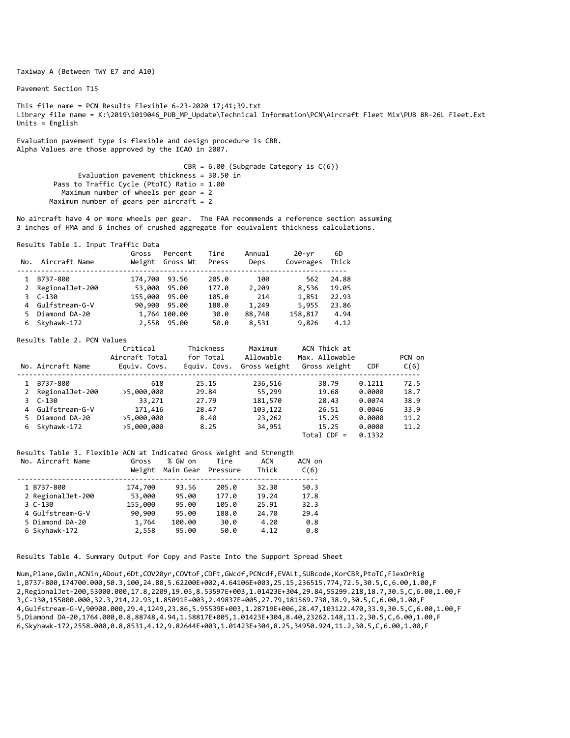Taxiway A (Between TWY E7 and A10)

Pavement Section T15

This file name = PCN Results Flexible 6-23-2020 17;41;39.txt
Library file name = K:\2019\1019046_PUB_MP_Update\Technical Information\PCN\Aircraft Fleet Mix\PUB 8R-26L Fleet.Ext
Units = English

Evaluation pavement type is flexible and design procedure is CBR.
Alpha Values are those approved by the ICAO in 2007.

CBR = 6.00 (Subgrade Category is C(6))
Evaluation pavement thickness = 30.50 in
Pass to Traffic Cycle (PtoTC) Ratio = 1.00
Maximum number of wheels per gear = 2
Maximum number of gears per aircraft = 2

No aircraft have 4 or more wheels per gear. The FAA recommends a reference section assuming
3 inches of HMA and 6 inches of crushed aggregate for equivalent thickness calculations.

Results Table 1. Input Traffic Data

| No. | Aircraft Name | Gross Weight | Percent Gross Wt | Tire Press | Annual Deps | 20-yr Coverages | 6D Thick |
|---|---|---|---|---|---|---|---|
| 1 | B737-800 | 174,700 | 93.56 | 205.0 | 100 | 562 | 24.88 |
| 2 | RegionalJet-200 | 53,000 | 95.00 | 177.0 | 2,209 | 8,536 | 19.05 |
| 3 | C-130 | 155,000 | 95.00 | 105.0 | 214 | 1,851 | 22.93 |
| 4 | Gulfstream-G-V | 90,900 | 95.00 | 188.0 | 1,249 | 5,955 | 23.86 |
| 5 | Diamond DA-20 | 1,764 | 100.00 | 30.0 | 88,748 | 158,817 | 4.94 |
| 6 | Skyhawk-172 | 2,558 | 95.00 | 50.0 | 8,531 | 9,826 | 4.12 |

Results Table 2. PCN Values

| No. | Aircraft Name | Critical Aircraft Total Equiv. Covs. | Thickness for Total Equiv. Covs. | Maximum Allowable Gross Weight | ACN Thick at Max. Allowable Gross Weight | CDF | PCN on C(6) |
|---|---|---|---|---|---|---|---|
| 1 | B737-800 | 618 | 25.15 | 236,516 | 38.79 | 0.1211 | 72.5 |
| 2 | RegionalJet-200 | >5,000,000 | 29.84 | 55,299 | 19.68 | 0.0000 | 18.7 |
| 3 | C-130 | 33,271 | 27.79 | 181,570 | 28.43 | 0.0074 | 38.9 |
| 4 | Gulfstream-G-V | 171,416 | 28.47 | 103,122 | 26.51 | 0.0046 | 33.9 |
| 5 | Diamond DA-20 | >5,000,000 | 8.40 | 23,262 | 15.25 | 0.0000 | 11.2 |
| 6 | Skyhawk-172 | >5,000,000 | 8.25 | 34,951 | 15.25 | 0.0000 | 11.2 |
| | | | | | Total CDF = | 0.1332 | |

Results Table 3. Flexible ACN at Indicated Gross Weight and Strength

| No. | Aircraft Name | Gross Weight | % GW on Main Gear | Tire Pressure | ACN Thick | ACN on C(6) |
|---|---|---|---|---|---|---|
| 1 | B737-800 | 174,700 | 93.56 | 205.0 | 32.30 | 50.3 |
| 2 | RegionalJet-200 | 53,000 | 95.00 | 177.0 | 19.24 | 17.8 |
| 3 | C-130 | 155,000 | 95.00 | 105.0 | 25.91 | 32.3 |
| 4 | Gulfstream-G-V | 90,900 | 95.00 | 188.0 | 24.70 | 29.4 |
| 5 | Diamond DA-20 | 1,764 | 100.00 | 30.0 | 4.20 | 0.8 |
| 6 | Skyhawk-172 | 2,558 | 95.00 | 50.0 | 4.12 | 0.8 |

Results Table 4. Summary Output for Copy and Paste Into the Support Spread Sheet

```
Num,Plane,GWin,ACNin,ADout,6Dt,COV20yr,COVtoF,CDFt,GWcdf,PCNcdf,EVALt,SUBcode,KorCBR,PtoTC,FlexOrRig
1,B737-800,174700.000,50.3,100,24.88,5.62200E+002,4.64106E+003,25.15,236515.774,72.5,30.5,C,6.00,1.00,F
2,RegionalJet-200,53000.000,17.8,2209,19.05,8.53597E+003,1.01423E+304,29.84,55299.218,18.7,30.5,C,6.00,1.00,F
3,C-130,155000.000,32.3,214,22.93,1.85091E+003,2.49837E+005,27.79,181569.738,38.9,30.5,C,6.00,1.00,F
4,Gulfstream-G-V,90900.000,29.4,1249,23.86,5.95539E+003,1.28719E+006,28.47,103122.470,33.9,30.5,C,6.00,1.00,F
5,Diamond DA-20,1764.000,0.8,88748,4.94,1.58817E+005,1.01423E+304,8.40,23262.148,11.2,30.5,C,6.00,1.00,F
6,Skyhawk-172,2558.000,0.8,8531,4.12,9.82644E+003,1.01423E+304,8.25,34950.924,11.2,30.5,C,6.00,1.00,F
```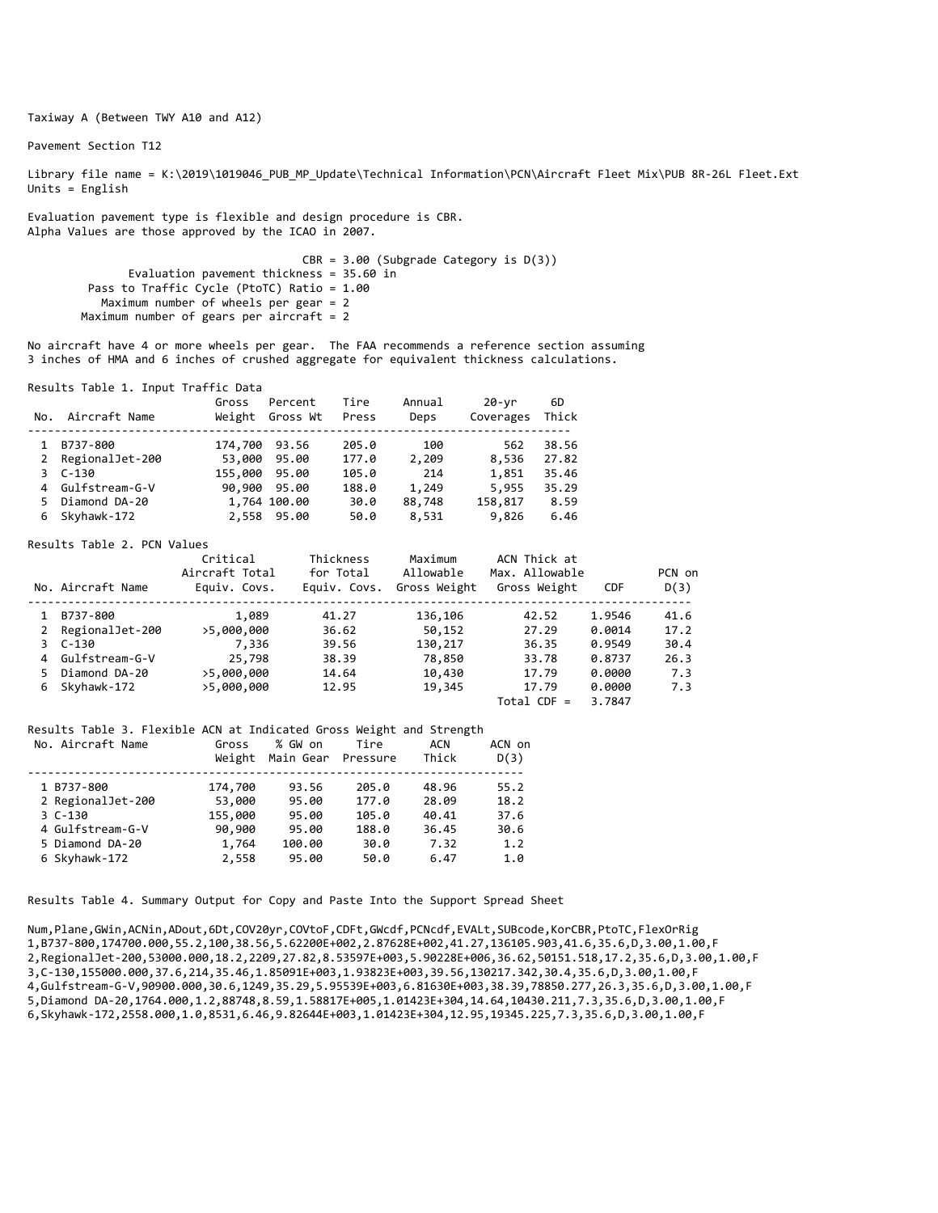Taxiway A (Between TWY A10 and A12)

Pavement Section T12

Library file name = K:\2019\1019046_PUB_MP_Update\Technical Information\PCN\Aircraft Fleet Mix\PUB 8R-26L Fleet.Ext
Units = English

Evaluation pavement type is flexible and design procedure is CBR.
Alpha Values are those approved by the ICAO in 2007.

```
                              CBR = 3.00 (Subgrade Category is D(3))
        Evaluation pavement thickness = 35.60 in
     Pass to Traffic Cycle (PtoTC) Ratio = 1.00
        Maximum number of wheels per gear = 2
      Maximum number of gears per aircraft = 2
```

No aircraft have 4 or more wheels per gear. The FAA recommends a reference section assuming 3 inches of HMA and 6 inches of crushed aggregate for equivalent thickness calculations.

Results Table 1. Input Traffic Data

| No. | Aircraft Name | Gross Weight | Percent Gross Wt | Tire Press | Annual Deps | 20-yr Coverages | 6D Thick |
|---|---|---|---|---|---|---|---|
| 1 | B737-800 | 174,700 | 93.56 | 205.0 | 100 | 562 | 38.56 |
| 2 | RegionalJet-200 | 53,000 | 95.00 | 177.0 | 2,209 | 8,536 | 27.82 |
| 3 | C-130 | 155,000 | 95.00 | 105.0 | 214 | 1,851 | 35.46 |
| 4 | Gulfstream-G-V | 90,900 | 95.00 | 188.0 | 1,249 | 5,955 | 35.29 |
| 5 | Diamond DA-20 | 1,764 | 100.00 | 30.0 | 88,748 | 158,817 | 8.59 |
| 6 | Skyhawk-172 | 2,558 | 95.00 | 50.0 | 8,531 | 9,826 | 6.46 |

Results Table 2. PCN Values

| No. | Aircraft Name | Critical Aircraft Total Equiv. Covs. | Thickness for Total Equiv. Covs. | Maximum Allowable Gross Weight | ACN Thick at Max. Allowable Gross Weight | CDF | PCN on D(3) |
|---|---|---|---|---|---|---|---|
| 1 | B737-800 | 1,089 | 41.27 | 136,106 | 42.52 | 1.9546 | 41.6 |
| 2 | RegionalJet-200 | >5,000,000 | 36.62 | 50,152 | 27.29 | 0.0014 | 17.2 |
| 3 | C-130 | 7,336 | 39.56 | 130,217 | 36.35 | 0.9549 | 30.4 |
| 4 | Gulfstream-G-V | 25,798 | 38.39 | 78,850 | 33.78 | 0.8737 | 26.3 |
| 5 | Diamond DA-20 | >5,000,000 | 14.64 | 10,430 | 17.79 | 0.0000 | 7.3 |
| 6 | Skyhawk-172 | >5,000,000 | 12.95 | 19,345 | 17.79 | 0.0000 | 7.3 |
| | | | | | Total CDF = | 3.7847 | |

Results Table 3. Flexible ACN at Indicated Gross Weight and Strength

| No. | Aircraft Name | Gross Weight | % GW on Main Gear | Tire Pressure | ACN Thick | ACN on D(3) |
|---|---|---|---|---|---|---|
| 1 | B737-800 | 174,700 | 93.56 | 205.0 | 48.96 | 55.2 |
| 2 | RegionalJet-200 | 53,000 | 95.00 | 177.0 | 28.09 | 18.2 |
| 3 | C-130 | 155,000 | 95.00 | 105.0 | 40.41 | 37.6 |
| 4 | Gulfstream-G-V | 90,900 | 95.00 | 188.0 | 36.45 | 30.6 |
| 5 | Diamond DA-20 | 1,764 | 100.00 | 30.0 | 7.32 | 1.2 |
| 6 | Skyhawk-172 | 2,558 | 95.00 | 50.0 | 6.47 | 1.0 |

Results Table 4. Summary Output for Copy and Paste Into the Support Spread Sheet

```
Num,Plane,GWin,ACNin,ADout,6Dt,COV20yr,COVtoF,CDFt,GWcdf,PCNcdf,EVALt,SUBcode,KorCBR,PtoTC,FlexOrRig
1,B737-800,174700.000,55.2,100,38.56,5.62200E+002,2.87628E+002,41.27,136105.903,41.6,35.6,D,3.00,1.00,F
2,RegionalJet-200,53000.000,18.2,2209,27.82,8.53597E+003,5.90228E+006,36.62,50151.518,17.2,35.6,D,3.00,1.00,F
3,C-130,155000.000,37.6,214,35.46,1.85091E+003,1.93823E+003,39.56,130217.342,30.4,35.6,D,3.00,1.00,F
4,Gulfstream-G-V,90900.000,30.6,1249,35.29,5.95539E+003,6.81630E+003,38.39,78850.277,26.3,35.6,D,3.00,1.00,F
5,Diamond DA-20,1764.000,1.2,88748,8.59,1.58817E+005,1.01423E+304,14.64,10430.211,7.3,35.6,D,3.00,1.00,F
6,Skyhawk-172,2558.000,1.0,8531,6.46,9.82644E+003,1.01423E+304,12.95,19345.225,7.3,35.6,D,3.00,1.00,F
```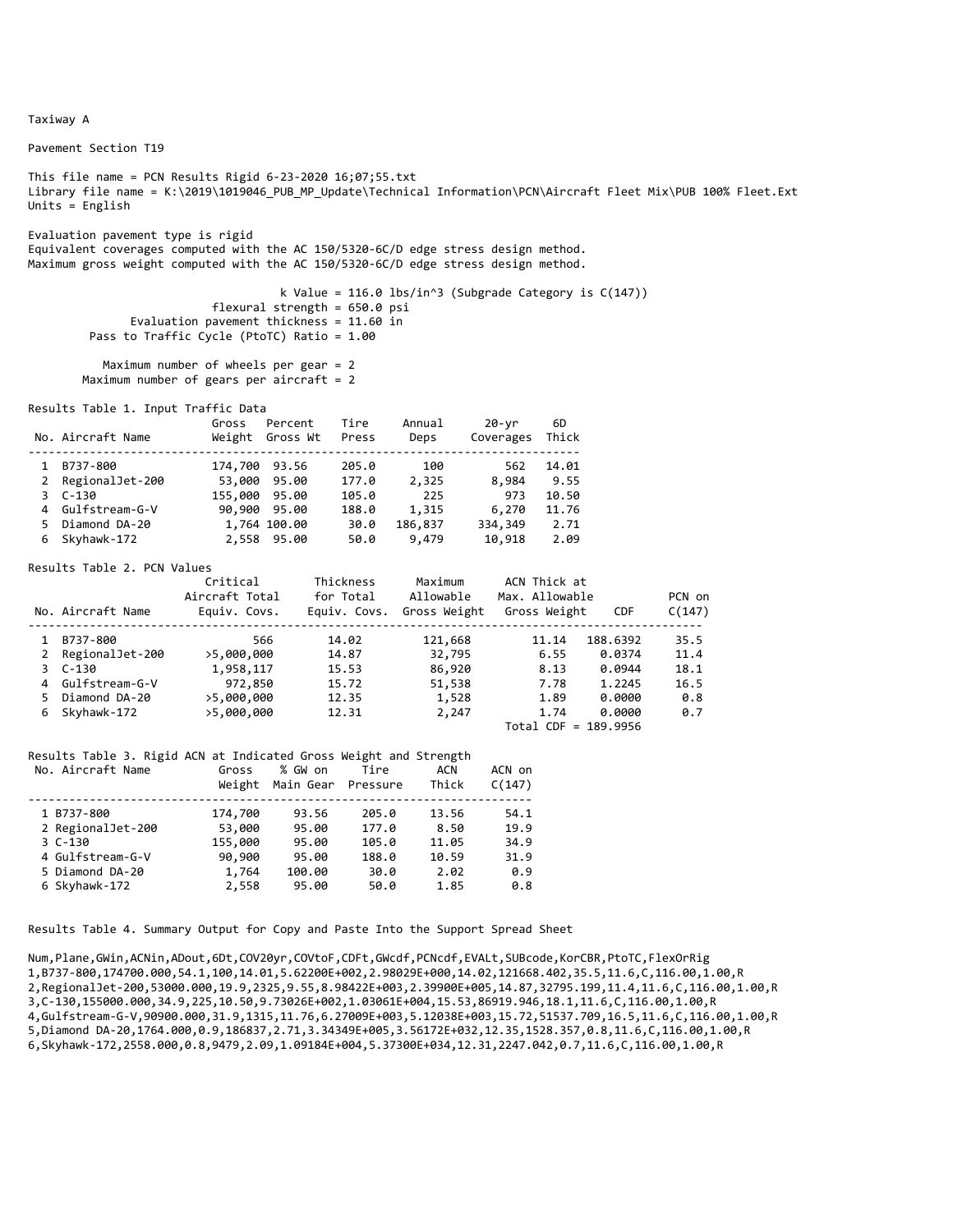Taxiway A

Pavement Section T19

This file name = PCN Results Rigid 6-23-2020 16;07;55.txt
Library file name = K:\2019\1019046_PUB_MP_Update\Technical Information\PCN\Aircraft Fleet Mix\PUB 100% Fleet.Ext
Units = English

Evaluation pavement type is rigid
Equivalent coverages computed with the AC 150/5320-6C/D edge stress design method.
Maximum gross weight computed with the AC 150/5320-6C/D edge stress design method.

k Value = 116.0 lbs/in^3 (Subgrade Category is C(147))
flexural strength = 650.0 psi
Evaluation pavement thickness = 11.60 in
Pass to Traffic Cycle (PtoTC) Ratio = 1.00

Maximum number of wheels per gear = 2
Maximum number of gears per aircraft = 2

Results Table 1. Input Traffic Data

| No. | Aircraft Name | Gross Weight | Percent Gross Wt | Tire Press | Annual Deps | 20-yr Coverages | 6D Thick |
|---|---|---|---|---|---|---|---|
| 1 | B737-800 | 174,700 | 93.56 | 205.0 | 100 | 562 | 14.01 |
| 2 | RegionalJet-200 | 53,000 | 95.00 | 177.0 | 2,325 | 8,984 | 9.55 |
| 3 | C-130 | 155,000 | 95.00 | 105.0 | 225 | 973 | 10.50 |
| 4 | Gulfstream-G-V | 90,900 | 95.00 | 188.0 | 1,315 | 6,270 | 11.76 |
| 5 | Diamond DA-20 | 1,764 | 100.00 | 30.0 | 186,837 | 334,349 | 2.71 |
| 6 | Skyhawk-172 | 2,558 | 95.00 | 50.0 | 9,479 | 10,918 | 2.09 |

Results Table 2. PCN Values

| No. | Aircraft Name | Critical Aircraft Total Equiv. Covs. | Thickness for Total Equiv. Covs. | Maximum Allowable Gross Weight | ACN Thick at Max. Allowable Gross Weight | CDF | PCN on C(147) |
|---|---|---|---|---|---|---|---|
| 1 | B737-800 | 566 | 14.02 | 121,668 | 11.14 | 188.6392 | 35.5 |
| 2 | RegionalJet-200 | >5,000,000 | 14.87 | 32,795 | 6.55 | 0.0374 | 11.4 |
| 3 | C-130 | 1,958,117 | 15.53 | 86,920 | 8.13 | 0.0944 | 18.1 |
| 4 | Gulfstream-G-V | 972,850 | 15.72 | 51,538 | 7.78 | 1.2245 | 16.5 |
| 5 | Diamond DA-20 | >5,000,000 | 12.35 | 1,528 | 1.89 | 0.0000 | 0.8 |
| 6 | Skyhawk-172 | >5,000,000 | 12.31 | 2,247 | 1.74 | 0.0000 | 0.7 |
| | | | | | | Total CDF = 189.9956 | |

Results Table 3. Rigid ACN at Indicated Gross Weight and Strength

| No. | Aircraft Name | Gross Weight | % GW on Main Gear | Tire Pressure | ACN Thick | ACN on C(147) |
|---|---|---|---|---|---|---|
| 1 | B737-800 | 174,700 | 93.56 | 205.0 | 13.56 | 54.1 |
| 2 | RegionalJet-200 | 53,000 | 95.00 | 177.0 | 8.50 | 19.9 |
| 3 | C-130 | 155,000 | 95.00 | 105.0 | 11.05 | 34.9 |
| 4 | Gulfstream-G-V | 90,900 | 95.00 | 188.0 | 10.59 | 31.9 |
| 5 | Diamond DA-20 | 1,764 | 100.00 | 30.0 | 2.02 | 0.9 |
| 6 | Skyhawk-172 | 2,558 | 95.00 | 50.0 | 1.85 | 0.8 |

Results Table 4. Summary Output for Copy and Paste Into the Support Spread Sheet

```
Num,Plane,GWin,ACNin,ADout,6Dt,COV20yr,COVtoF,CDFt,GWcdf,PCNcdf,EVALt,SUBcode,KorCBR,PtoTC,FlexOrRig
1,B737-800,174700.000,54.1,100,14.01,5.62200E+002,2.98029E+000,14.02,121668.402,35.5,11.6,C,116.00,1.00,R
2,RegionalJet-200,53000.000,19.9,2325,9.55,8.98422E+003,2.39900E+005,14.87,32795.199,11.4,11.6,C,116.00,1.00,R
3,C-130,155000.000,34.9,225,10.50,9.73026E+002,1.03061E+004,15.53,86919.946,18.1,11.6,C,116.00,1.00,R
4,Gulfstream-G-V,90900.000,31.9,1315,11.76,6.27009E+003,5.12038E+003,15.72,51537.709,16.5,11.6,C,116.00,1.00,R
5,Diamond DA-20,1764.000,0.9,186837,2.71,3.34349E+005,3.56172E+032,12.35,1528.357,0.8,11.6,C,116.00,1.00,R
6,Skyhawk-172,2558.000,0.8,9479,2.09,1.09184E+004,5.37300E+034,12.31,2247.042,0.7,11.6,C,116.00,1.00,R
```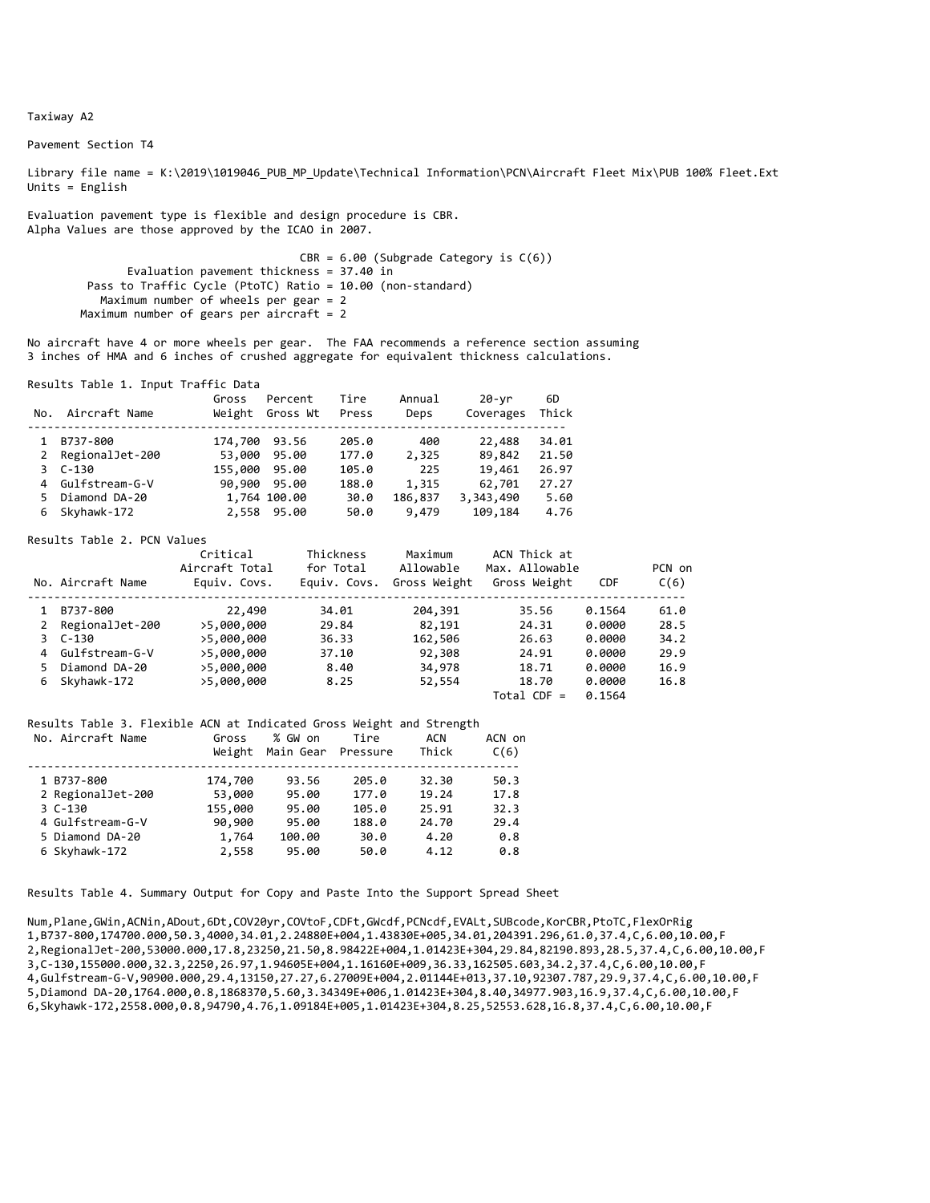Taxiway A2

Pavement Section T4

Library file name = K:\2019\1019046_PUB_MP_Update\Technical Information\PCN\Aircraft Fleet Mix\PUB 100% Fleet.Ext
Units = English

Evaluation pavement type is flexible and design procedure is CBR.
Alpha Values are those approved by the ICAO in 2007.

```
                                    CBR = 6.00 (Subgrade Category is C(6))
             Evaluation pavement thickness = 37.40 in
        Pass to Traffic Cycle (PtoTC) Ratio = 10.00 (non-standard)
           Maximum number of wheels per gear = 2
        Maximum number of gears per aircraft = 2
```

No aircraft have 4 or more wheels per gear. The FAA recommends a reference section assuming 3 inches of HMA and 6 inches of crushed aggregate for equivalent thickness calculations.

Results Table 1. Input Traffic Data

| No. | Aircraft Name | Gross Weight | Percent Gross Wt | Tire Press | Annual Deps | 20-yr Coverages | 6D Thick |
|---|---|---|---|---|---|---|---|
| 1 | B737-800 | 174,700 | 93.56 | 205.0 | 400 | 22,488 | 34.01 |
| 2 | RegionalJet-200 | 53,000 | 95.00 | 177.0 | 2,325 | 89,842 | 21.50 |
| 3 | C-130 | 155,000 | 95.00 | 105.0 | 225 | 19,461 | 26.97 |
| 4 | Gulfstream-G-V | 90,900 | 95.00 | 188.0 | 1,315 | 62,701 | 27.27 |
| 5 | Diamond DA-20 | 1,764 | 100.00 | 30.0 | 186,837 | 3,343,490 | 5.60 |
| 6 | Skyhawk-172 | 2,558 | 95.00 | 50.0 | 9,479 | 109,184 | 4.76 |

Results Table 2. PCN Values

| No. | Aircraft Name | Critical Aircraft Total Equiv. Covs. | Thickness for Total Equiv. Covs. | Maximum Allowable Gross Weight | ACN Thick at Max. Allowable Gross Weight | CDF | PCN on C(6) |
|---|---|---|---|---|---|---|---|
| 1 | B737-800 | 22,490 | 34.01 | 204,391 | 35.56 | 0.1564 | 61.0 |
| 2 | RegionalJet-200 | >5,000,000 | 29.84 | 82,191 | 24.31 | 0.0000 | 28.5 |
| 3 | C-130 | >5,000,000 | 36.33 | 162,506 | 26.63 | 0.0000 | 34.2 |
| 4 | Gulfstream-G-V | >5,000,000 | 37.10 | 92,308 | 24.91 | 0.0000 | 29.9 |
| 5 | Diamond DA-20 | >5,000,000 | 8.40 | 34,978 | 18.71 | 0.0000 | 16.9 |
| 6 | Skyhawk-172 | >5,000,000 | 8.25 | 52,554 | 18.70 | 0.0000 | 16.8 |
| | | | | | Total CDF = | 0.1564 | |

Results Table 3. Flexible ACN at Indicated Gross Weight and Strength

| No. | Aircraft Name | Gross Weight | % GW on Main Gear | Tire Pressure | ACN Thick | ACN on C(6) |
|---|---|---|---|---|---|---|
| 1 | B737-800 | 174,700 | 93.56 | 205.0 | 32.30 | 50.3 |
| 2 | RegionalJet-200 | 53,000 | 95.00 | 177.0 | 19.24 | 17.8 |
| 3 | C-130 | 155,000 | 95.00 | 105.0 | 25.91 | 32.3 |
| 4 | Gulfstream-G-V | 90,900 | 95.00 | 188.0 | 24.70 | 29.4 |
| 5 | Diamond DA-20 | 1,764 | 100.00 | 30.0 | 4.20 | 0.8 |
| 6 | Skyhawk-172 | 2,558 | 95.00 | 50.0 | 4.12 | 0.8 |

Results Table 4. Summary Output for Copy and Paste Into the Support Spread Sheet

```
Num,Plane,GWin,ACNin,ADout,6Dt,COV20yr,COVtoF,CDFt,GWcdf,PCNcdf,EVALt,SUBcode,KorCBR,PtoTC,FlexOrRig
1,B737-800,174700.000,50.3,4000,34.01,2.24880E+004,1.43830E+005,34.01,204391.296,61.0,37.4,C,6.00,10.00,F
2,RegionalJet-200,53000.000,17.8,23250,21.50,8.98422E+004,1.01423E+304,29.84,82190.893,28.5,37.4,C,6.00,10.00,F
3,C-130,155000.000,32.3,2250,26.97,1.94605E+004,1.16160E+009,36.33,162505.603,34.2,37.4,C,6.00,10.00,F
4,Gulfstream-G-V,90900.000,29.4,13150,27.27,6.27009E+004,2.01144E+013,37.10,92307.787,29.9,37.4,C,6.00,10.00,F
5,Diamond DA-20,1764.000,0.8,1868370,5.60,3.34349E+006,1.01423E+304,8.40,34977.903,16.9,37.4,C,6.00,10.00,F
6,Skyhawk-172,2558.000,0.8,94790,4.76,1.09184E+005,1.01423E+304,8.25,52553.628,16.8,37.4,C,6.00,10.00,F
```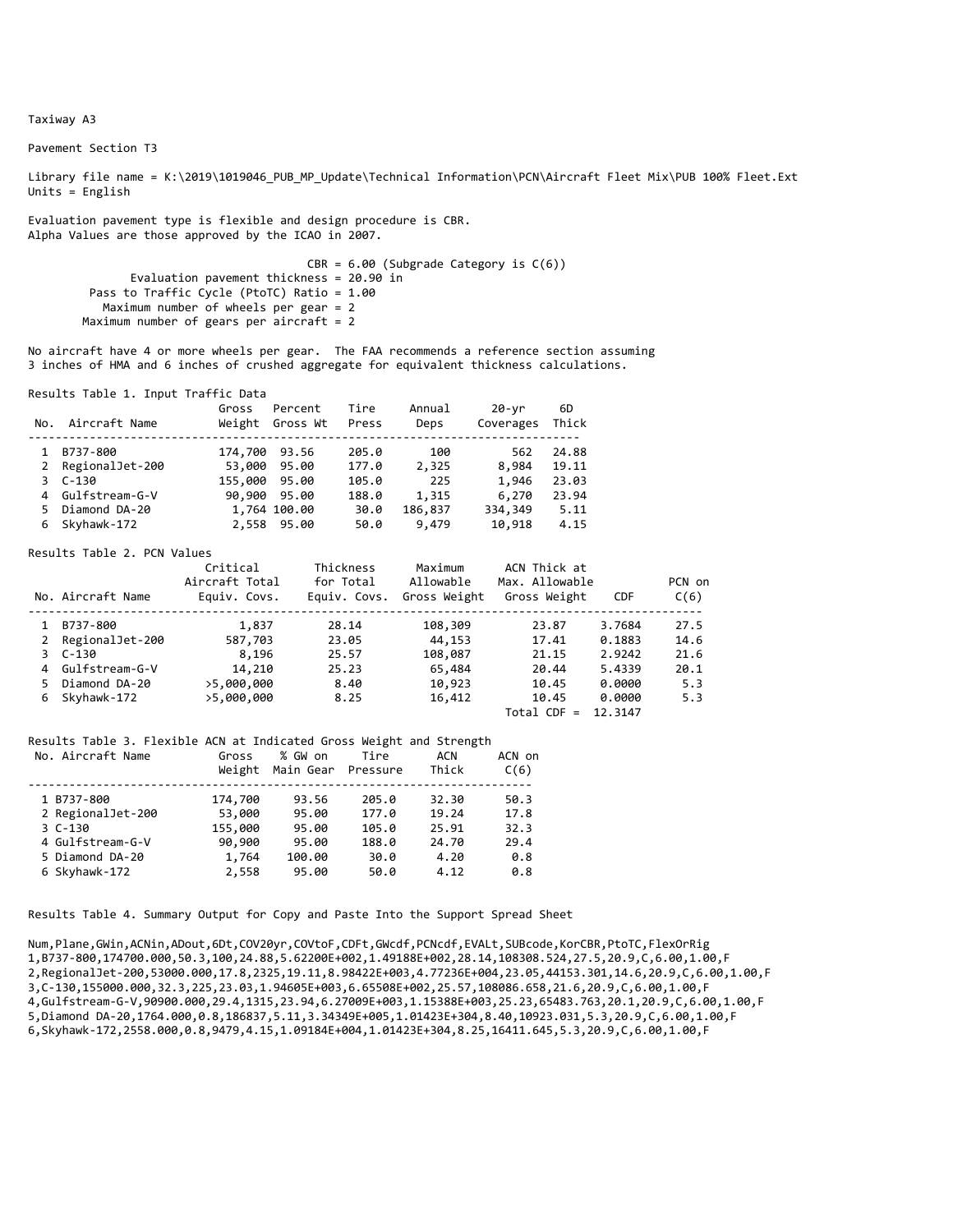Taxiway A3

Pavement Section T3

Library file name = K:\2019\1019046_PUB_MP_Update\Technical Information\PCN\Aircraft Fleet Mix\PUB 100% Fleet.Ext
Units = English

Evaluation pavement type is flexible and design procedure is CBR.
Alpha Values are those approved by the ICAO in 2007.

CBR = 6.00 (Subgrade Category is C(6))
Evaluation pavement thickness = 20.90 in
Pass to Traffic Cycle (PtoTC) Ratio = 1.00
Maximum number of wheels per gear = 2
Maximum number of gears per aircraft = 2

No aircraft have 4 or more wheels per gear. The FAA recommends a reference section assuming 3 inches of HMA and 6 inches of crushed aggregate for equivalent thickness calculations.

Results Table 1. Input Traffic Data

| No. | Aircraft Name | Gross Weight | Percent Gross Wt | Tire Press | Annual Deps | 20-yr Coverages | 6D Thick |
|---|---|---|---|---|---|---|---|
| 1 | B737-800 | 174,700 | 93.56 | 205.0 | 100 | 562 | 24.88 |
| 2 | RegionalJet-200 | 53,000 | 95.00 | 177.0 | 2,325 | 8,984 | 19.11 |
| 3 | C-130 | 155,000 | 95.00 | 105.0 | 225 | 1,946 | 23.03 |
| 4 | Gulfstream-G-V | 90,900 | 95.00 | 188.0 | 1,315 | 6,270 | 23.94 |
| 5 | Diamond DA-20 | 1,764 | 100.00 | 30.0 | 186,837 | 334,349 | 5.11 |
| 6 | Skyhawk-172 | 2,558 | 95.00 | 50.0 | 9,479 | 10,918 | 4.15 |

Results Table 2. PCN Values

| No. | Aircraft Name | Critical Aircraft Total Equiv. Covs. | Thickness for Total Equiv. Covs. | Maximum Allowable Gross Weight | ACN Thick at Max. Allowable Gross Weight | CDF | PCN on C(6) |
|---|---|---|---|---|---|---|---|
| 1 | B737-800 | 1,837 | 28.14 | 108,309 | 23.87 | 3.7684 | 27.5 |
| 2 | RegionalJet-200 | 587,703 | 23.05 | 44,153 | 17.41 | 0.1883 | 14.6 |
| 3 | C-130 | 8,196 | 25.57 | 108,087 | 21.15 | 2.9242 | 21.6 |
| 4 | Gulfstream-G-V | 14,210 | 25.23 | 65,484 | 20.44 | 5.4339 | 20.1 |
| 5 | Diamond DA-20 | >5,000,000 | 8.40 | 10,923 | 10.45 | 0.0000 | 5.3 |
| 6 | Skyhawk-172 | >5,000,000 | 8.25 | 16,412 | 10.45 | 0.0000 | 5.3 |
| | | | | | Total CDF = | 12.3147 | |

Results Table 3. Flexible ACN at Indicated Gross Weight and Strength

| No. | Aircraft Name | Gross Weight | % GW on Main Gear | Tire Pressure | ACN Thick | ACN on C(6) |
|---|---|---|---|---|---|---|
| 1 | B737-800 | 174,700 | 93.56 | 205.0 | 32.30 | 50.3 |
| 2 | RegionalJet-200 | 53,000 | 95.00 | 177.0 | 19.24 | 17.8 |
| 3 | C-130 | 155,000 | 95.00 | 105.0 | 25.91 | 32.3 |
| 4 | Gulfstream-G-V | 90,900 | 95.00 | 188.0 | 24.70 | 29.4 |
| 5 | Diamond DA-20 | 1,764 | 100.00 | 30.0 | 4.20 | 0.8 |
| 6 | Skyhawk-172 | 2,558 | 95.00 | 50.0 | 4.12 | 0.8 |

Results Table 4. Summary Output for Copy and Paste Into the Support Spread Sheet

```
Num,Plane,GWin,ACNin,ADout,6Dt,COV20yr,COVtoF,CDFt,GWcdf,PCNcdf,EVALt,SUBcode,KorCBR,PtoTC,FlexOrRig
1,B737-800,174700.000,50.3,100,24.88,5.62200E+002,1.49188E+002,28.14,108308.524,27.5,20.9,C,6.00,1.00,F
2,RegionalJet-200,53000.000,17.8,2325,19.11,8.98422E+003,4.77236E+004,23.05,44153.301,14.6,20.9,C,6.00,1.00,F
3,C-130,155000.000,32.3,225,23.03,1.94605E+003,6.65508E+002,25.57,108086.658,21.6,20.9,C,6.00,1.00,F
4,Gulfstream-G-V,90900.000,29.4,1315,23.94,6.27009E+003,1.15388E+003,25.23,65483.763,20.1,20.9,C,6.00,1.00,F
5,Diamond DA-20,1764.000,0.8,186837,5.11,3.34349E+005,1.01423E+304,8.40,10923.031,5.3,20.9,C,6.00,1.00,F
6,Skyhawk-172,2558.000,0.8,9479,4.15,1.09184E+004,1.01423E+304,8.25,16411.645,5.3,20.9,C,6.00,1.00,F
```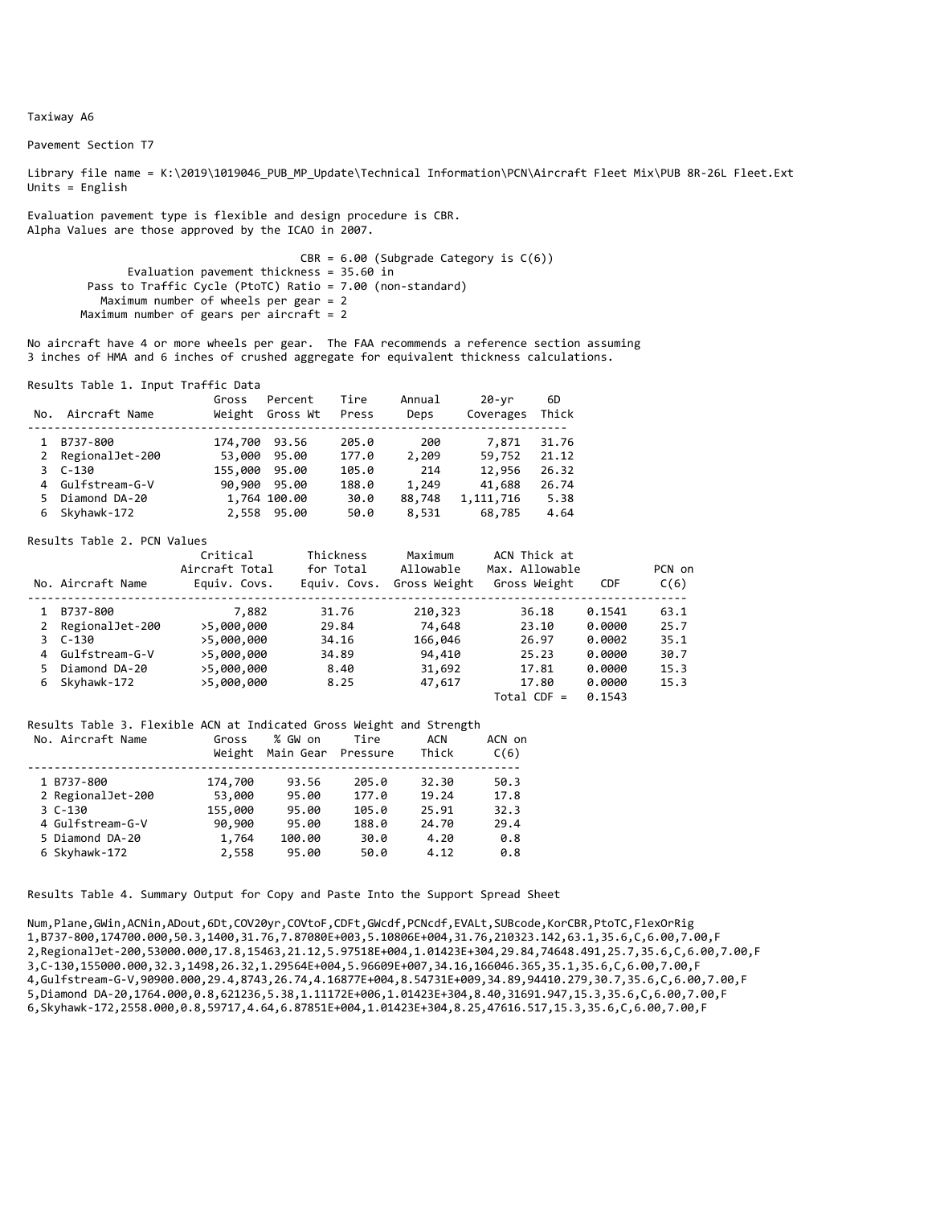Taxiway A6

Pavement Section T7

Library file name = K:\2019\1019046_PUB_MP_Update\Technical Information\PCN\Aircraft Fleet Mix\PUB 8R-26L Fleet.Ext
Units = English

Evaluation pavement type is flexible and design procedure is CBR.
Alpha Values are those approved by the ICAO in 2007.

```
                                   CBR = 6.00 (Subgrade Category is C(6))
          Evaluation pavement thickness = 35.60 in
     Pass to Traffic Cycle (PtoTC) Ratio = 7.00 (non-standard)
        Maximum number of wheels per gear = 2
       Maximum number of gears per aircraft = 2
```

No aircraft have 4 or more wheels per gear. The FAA recommends a reference section assuming 3 inches of HMA and 6 inches of crushed aggregate for equivalent thickness calculations.

Results Table 1. Input Traffic Data

| No. | Aircraft Name | Gross Weight | Percent Gross Wt | Tire Press | Annual Deps | 20-yr Coverages | 6D Thick |
|---|---|---|---|---|---|---|---|
| 1 | B737-800 | 174,700 | 93.56 | 205.0 | 200 | 7,871 | 31.76 |
| 2 | RegionalJet-200 | 53,000 | 95.00 | 177.0 | 2,209 | 59,752 | 21.12 |
| 3 | C-130 | 155,000 | 95.00 | 105.0 | 214 | 12,956 | 26.32 |
| 4 | Gulfstream-G-V | 90,900 | 95.00 | 188.0 | 1,249 | 41,688 | 26.74 |
| 5 | Diamond DA-20 | 1,764 | 100.00 | 30.0 | 88,748 | 1,111,716 | 5.38 |
| 6 | Skyhawk-172 | 2,558 | 95.00 | 50.0 | 8,531 | 68,785 | 4.64 |

Results Table 2. PCN Values

| No. | Aircraft Name | Critical Aircraft Total Equiv. Covs. | Thickness for Total Equiv. Covs. | Maximum Allowable Gross Weight | ACN Thick at Max. Allowable Gross Weight | CDF | PCN on C(6) |
|---|---|---|---|---|---|---|---|
| 1 | B737-800 | 7,882 | 31.76 | 210,323 | 36.18 | 0.1541 | 63.1 |
| 2 | RegionalJet-200 | >5,000,000 | 29.84 | 74,648 | 23.10 | 0.0000 | 25.7 |
| 3 | C-130 | >5,000,000 | 34.16 | 166,046 | 26.97 | 0.0002 | 35.1 |
| 4 | Gulfstream-G-V | >5,000,000 | 34.89 | 94,410 | 25.23 | 0.0000 | 30.7 |
| 5 | Diamond DA-20 | >5,000,000 | 8.40 | 31,692 | 17.81 | 0.0000 | 15.3 |
| 6 | Skyhawk-172 | >5,000,000 | 8.25 | 47,617 | 17.80 | 0.0000 | 15.3 |
| | | | | | Total CDF = | 0.1543 | |

Results Table 3. Flexible ACN at Indicated Gross Weight and Strength

| No. | Aircraft Name | Gross Weight | % GW on Main Gear | Tire Pressure | ACN Thick | ACN on C(6) |
|---|---|---|---|---|---|---|
| 1 | B737-800 | 174,700 | 93.56 | 205.0 | 32.30 | 50.3 |
| 2 | RegionalJet-200 | 53,000 | 95.00 | 177.0 | 19.24 | 17.8 |
| 3 | C-130 | 155,000 | 95.00 | 105.0 | 25.91 | 32.3 |
| 4 | Gulfstream-G-V | 90,900 | 95.00 | 188.0 | 24.70 | 29.4 |
| 5 | Diamond DA-20 | 1,764 | 100.00 | 30.0 | 4.20 | 0.8 |
| 6 | Skyhawk-172 | 2,558 | 95.00 | 50.0 | 4.12 | 0.8 |

Results Table 4. Summary Output for Copy and Paste Into the Support Spread Sheet

```
Num,Plane,GWin,ACNin,ADout,6Dt,COV20yr,COVtoF,CDFt,GWcdf,PCNcdf,EVALt,SUBcode,KorCBR,PtoTC,FlexOrRig
1,B737-800,174700.000,50.3,1400,31.76,7.87080E+003,5.10806E+004,31.76,210323.142,63.1,35.6,C,6.00,7.00,F
2,RegionalJet-200,53000.000,17.8,15463,21.12,5.97518E+004,1.01423E+304,29.84,74648.491,25.7,35.6,C,6.00,7.00,F
3,C-130,155000.000,32.3,1498,26.32,1.29564E+004,5.96609E+007,34.16,166046.365,35.1,35.6,C,6.00,7.00,F
4,Gulfstream-G-V,90900.000,29.4,8743,26.74,4.16877E+004,8.54731E+009,34.89,94410.279,30.7,35.6,C,6.00,7.00,F
5,Diamond DA-20,1764.000,0.8,621236,5.38,1.11172E+006,1.01423E+304,8.40,31691.947,15.3,35.6,C,6.00,7.00,F
6,Skyhawk-172,2558.000,0.8,59717,4.64,6.87851E+004,1.01423E+304,8.25,47616.517,15.3,35.6,C,6.00,7.00,F
```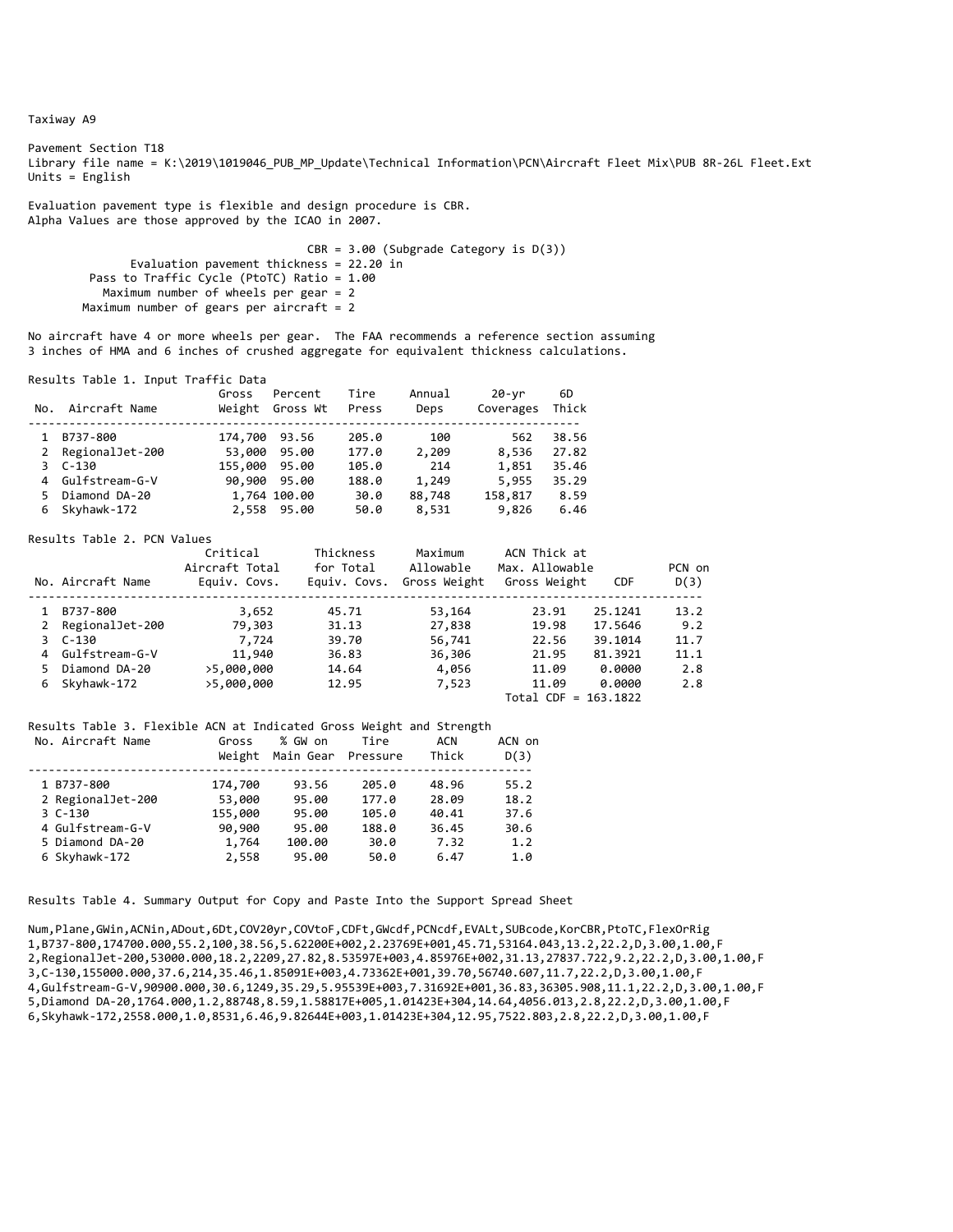Taxiway A9

Pavement Section T18
Library file name = K:\2019\1019046_PUB_MP_Update\Technical Information\PCN\Aircraft Fleet Mix\PUB 8R-26L Fleet.Ext
Units = English

Evaluation pavement type is flexible and design procedure is CBR.
Alpha Values are those approved by the ICAO in 2007.

CBR = 3.00 (Subgrade Category is D(3))
Evaluation pavement thickness = 22.20 in
Pass to Traffic Cycle (PtoTC) Ratio = 1.00
Maximum number of wheels per gear = 2
Maximum number of gears per aircraft = 2

No aircraft have 4 or more wheels per gear. The FAA recommends a reference section assuming 3 inches of HMA and 6 inches of crushed aggregate for equivalent thickness calculations.

Results Table 1. Input Traffic Data

| No. | Aircraft Name | Gross Weight | Percent Gross Wt | Tire Press | Annual Deps | 20-yr Coverages | 6D Thick |
|---|---|---|---|---|---|---|---|
| 1 | B737-800 | 174,700 | 93.56 | 205.0 | 100 | 562 | 38.56 |
| 2 | RegionalJet-200 | 53,000 | 95.00 | 177.0 | 2,209 | 8,536 | 27.82 |
| 3 | C-130 | 155,000 | 95.00 | 105.0 | 214 | 1,851 | 35.46 |
| 4 | Gulfstream-G-V | 90,900 | 95.00 | 188.0 | 1,249 | 5,955 | 35.29 |
| 5 | Diamond DA-20 | 1,764 | 100.00 | 30.0 | 88,748 | 158,817 | 8.59 |
| 6 | Skyhawk-172 | 2,558 | 95.00 | 50.0 | 8,531 | 9,826 | 6.46 |

Results Table 2. PCN Values

| No. | Aircraft Name | Critical Aircraft Total Equiv. Covs. | Thickness for Total Equiv. Covs. | Maximum Allowable Gross Weight | ACN Thick at Max. Allowable Gross Weight | CDF | PCN on D(3) |
|---|---|---|---|---|---|---|---|
| 1 | B737-800 | 3,652 | 45.71 | 53,164 | 23.91 | 25.1241 | 13.2 |
| 2 | RegionalJet-200 | 79,303 | 31.13 | 27,838 | 19.98 | 17.5646 | 9.2 |
| 3 | C-130 | 7,724 | 39.70 | 56,741 | 22.56 | 39.1014 | 11.7 |
| 4 | Gulfstream-G-V | 11,940 | 36.83 | 36,306 | 21.95 | 81.3921 | 11.1 |
| 5 | Diamond DA-20 | >5,000,000 | 14.64 | 4,056 | 11.09 | 0.0000 | 2.8 |
| 6 | Skyhawk-172 | >5,000,000 | 12.95 | 7,523 | 11.09 | 0.0000 | 2.8 |
| | | | | | Total CDF = | 163.1822 | |

Results Table 3. Flexible ACN at Indicated Gross Weight and Strength

| No. | Aircraft Name | Gross Weight | % GW on Main Gear | Tire Pressure | ACN Thick | ACN on D(3) |
|---|---|---|---|---|---|---|
| 1 | B737-800 | 174,700 | 93.56 | 205.0 | 48.96 | 55.2 |
| 2 | RegionalJet-200 | 53,000 | 95.00 | 177.0 | 28.09 | 18.2 |
| 3 | C-130 | 155,000 | 95.00 | 105.0 | 40.41 | 37.6 |
| 4 | Gulfstream-G-V | 90,900 | 95.00 | 188.0 | 36.45 | 30.6 |
| 5 | Diamond DA-20 | 1,764 | 100.00 | 30.0 | 7.32 | 1.2 |
| 6 | Skyhawk-172 | 2,558 | 95.00 | 50.0 | 6.47 | 1.0 |

Results Table 4. Summary Output for Copy and Paste Into the Support Spread Sheet

```
Num,Plane,GWin,ACNin,ADout,6Dt,COV20yr,COVtoF,CDFt,GWcdf,PCNcdf,EVALt,SUBcode,KorCBR,PtoTC,FlexOrRig
1,B737-800,174700.000,55.2,100,38.56,5.62200E+002,2.23769E+001,45.71,53164.043,13.2,22.2,D,3.00,1.00,F
2,RegionalJet-200,53000.000,18.2,2209,27.82,8.53597E+003,4.85976E+002,31.13,27837.722,9.2,22.2,D,3.00,1.00,F
3,C-130,155000.000,37.6,214,35.46,1.85091E+003,4.73362E+001,39.70,56740.607,11.7,22.2,D,3.00,1.00,F
4,Gulfstream-G-V,90900.000,30.6,1249,35.29,5.95539E+003,7.31692E+001,36.83,36305.908,11.1,22.2,D,3.00,1.00,F
5,Diamond DA-20,1764.000,1.2,88748,8.59,1.58817E+005,1.01423E+304,14.64,4056.013,2.8,22.2,D,3.00,1.00,F
6,Skyhawk-172,2558.000,1.0,8531,6.46,9.82644E+003,1.01423E+304,12.95,7522.803,2.8,22.2,D,3.00,1.00,F
```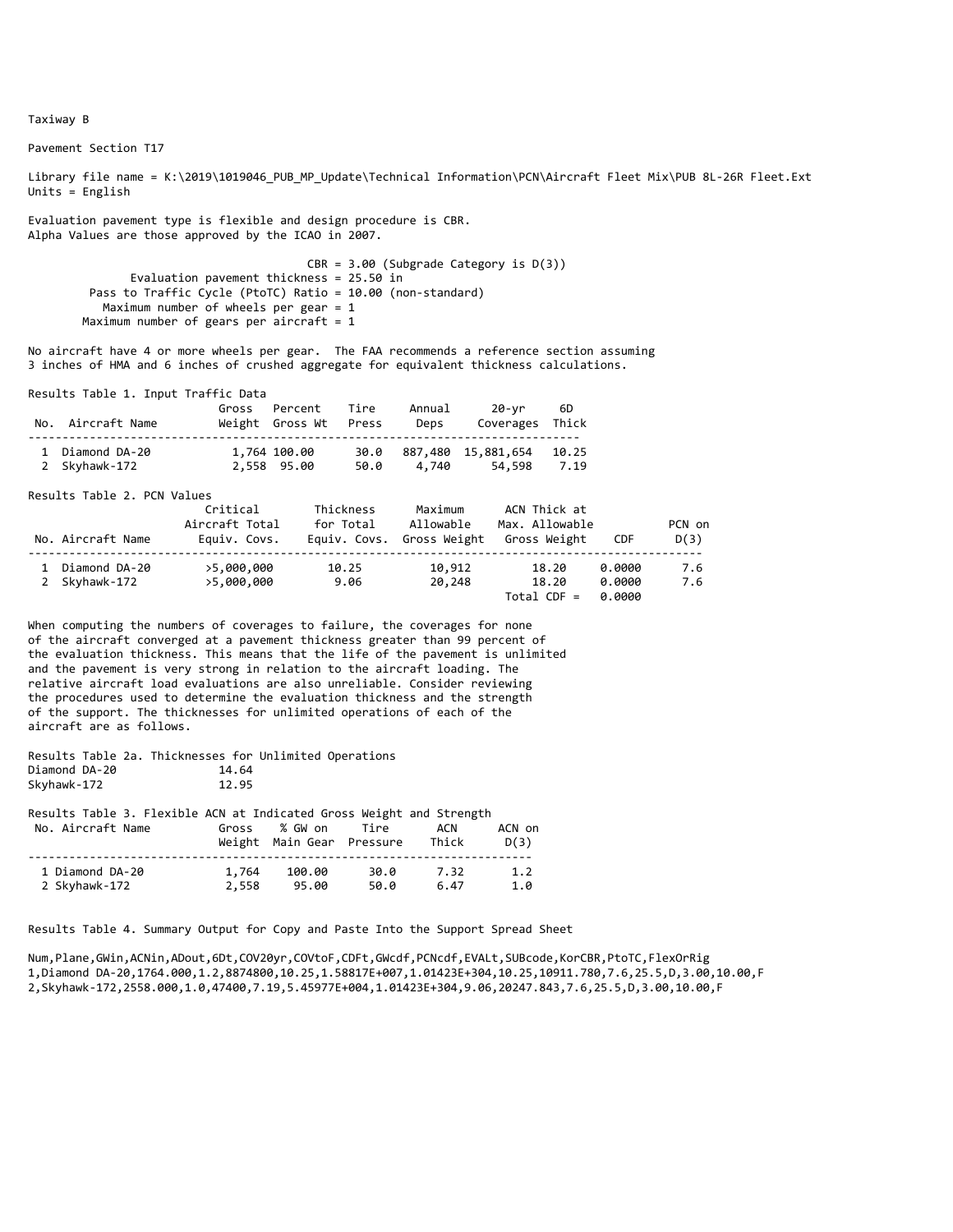Taxiway B

Pavement Section T17

Library file name = K:\2019\1019046_PUB_MP_Update\Technical Information\PCN\Aircraft Fleet Mix\PUB 8L-26R Fleet.Ext
Units = English

Evaluation pavement type is flexible and design procedure is CBR.
Alpha Values are those approved by the ICAO in 2007.

CBR = 3.00 (Subgrade Category is D(3))
Evaluation pavement thickness = 25.50 in
Pass to Traffic Cycle (PtoTC) Ratio = 10.00 (non-standard)
Maximum number of wheels per gear = 1
Maximum number of gears per aircraft = 1

No aircraft have 4 or more wheels per gear. The FAA recommends a reference section assuming 3 inches of HMA and 6 inches of crushed aggregate for equivalent thickness calculations.

Results Table 1. Input Traffic Data

| No. | Aircraft Name | Gross Weight | Percent Gross Wt | Tire Press | Annual Deps | 20-yr Coverages | 6D Thick |
|---|---|---|---|---|---|---|---|
| 1 | Diamond DA-20 | 1,764 | 100.00 | 30.0 | 887,480 | 15,881,654 | 10.25 |
| 2 | Skyhawk-172 | 2,558 | 95.00 | 50.0 | 4,740 | 54,598 | 7.19 |

Results Table 2. PCN Values

| No. | Aircraft Name | Critical Aircraft Total Equiv. Covs. | Thickness for Total Equiv. Covs. | Maximum Allowable Gross Weight | ACN Thick at Max. Allowable Gross Weight | CDF | PCN on D(3) |
|---|---|---|---|---|---|---|---|
| 1 | Diamond DA-20 | >5,000,000 | 10.25 | 10,912 | 18.20 | 0.0000 | 7.6 |
| 2 | Skyhawk-172 | >5,000,000 | 9.06 | 20,248 | 18.20 | 0.0000 | 7.6 |
| | | | | | Total CDF = | 0.0000 | |

When computing the numbers of coverages to failure, the coverages for none of the aircraft converged at a pavement thickness greater than 99 percent of the evaluation thickness. This means that the life of the pavement is unlimited and the pavement is very strong in relation to the aircraft loading. The relative aircraft load evaluations are also unreliable. Consider reviewing the procedures used to determine the evaluation thickness and the strength of the support. The thicknesses for unlimited operations of each of the aircraft are as follows.

Results Table 2a. Thicknesses for Unlimited Operations

| Aircraft | Thickness |
|---|---|
| Diamond DA-20 | 14.64 |
| Skyhawk-172 | 12.95 |

Results Table 3. Flexible ACN at Indicated Gross Weight and Strength

| No. | Aircraft Name | Gross Weight | % GW on Main Gear | Tire Pressure | ACN Thick | ACN on D(3) |
|---|---|---|---|---|---|---|
| 1 | Diamond DA-20 | 1,764 | 100.00 | 30.0 | 7.32 | 1.2 |
| 2 | Skyhawk-172 | 2,558 | 95.00 | 50.0 | 6.47 | 1.0 |

Results Table 4. Summary Output for Copy and Paste Into the Support Spread Sheet

```
Num,Plane,GWin,ACNin,ADout,6Dt,COV20yr,COVtoF,CDFt,GWcdf,PCNcdf,EVALt,SUBcode,KorCBR,PtoTC,FlexOrRig
1,Diamond DA-20,1764.000,1.2,8874800,10.25,1.58817E+007,1.01423E+304,10.25,10911.780,7.6,25.5,D,3.00,10.00,F
2,Skyhawk-172,2558.000,1.0,47400,7.19,5.45977E+004,1.01423E+304,9.06,20247.843,7.6,25.5,D,3.00,10.00,F
```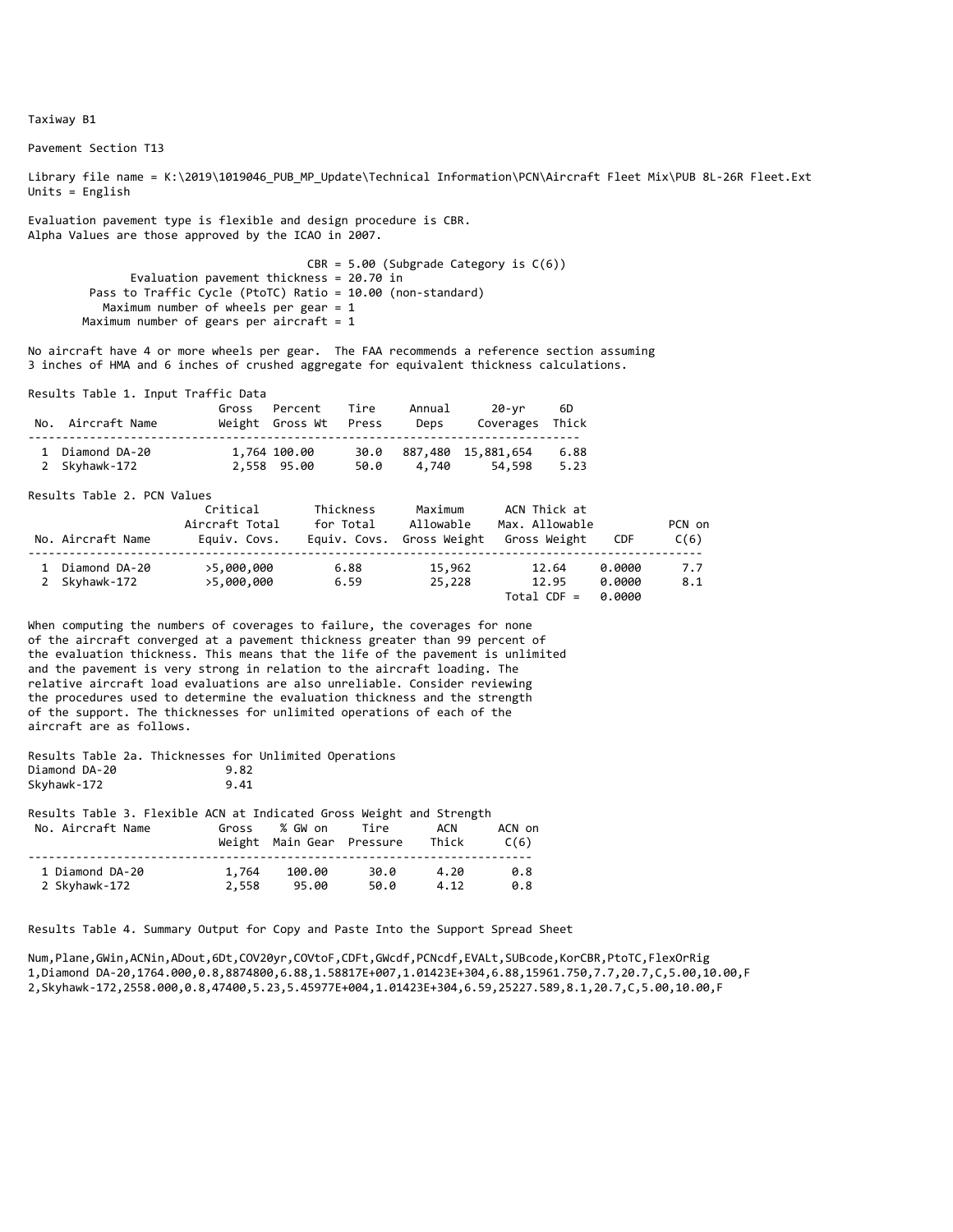Taxiway B1

Pavement Section T13

Library file name = K:\2019\1019046_PUB_MP_Update\Technical Information\PCN\Aircraft Fleet Mix\PUB 8L-26R Fleet.Ext
Units = English

Evaluation pavement type is flexible and design procedure is CBR.
Alpha Values are those approved by the ICAO in 2007.

```
                                    CBR = 5.00 (Subgrade Category is C(6))
              Evaluation pavement thickness = 20.70 in
         Pass to Traffic Cycle (PtoTC) Ratio = 10.00 (non-standard)
           Maximum number of wheels per gear = 1
        Maximum number of gears per aircraft = 1
```

No aircraft have 4 or more wheels per gear. The FAA recommends a reference section assuming 3 inches of HMA and 6 inches of crushed aggregate for equivalent thickness calculations.

Results Table 1. Input Traffic Data

| No. | Aircraft Name | Gross Weight | Percent Gross Wt | Tire Press | Annual Deps | 20-yr Coverages | 6D Thick |
|---|---|---|---|---|---|---|---|
| 1 | Diamond DA-20 | 1,764 | 100.00 | 30.0 | 887,480 | 15,881,654 | 6.88 |
| 2 | Skyhawk-172 | 2,558 | 95.00 | 50.0 | 4,740 | 54,598 | 5.23 |

Results Table 2. PCN Values

| No. | Aircraft Name | Critical Aircraft Total Equiv. Covs. | Thickness for Total Equiv. Covs. | Maximum Allowable Gross Weight | ACN Thick at Max. Allowable Gross Weight | CDF | PCN on C(6) |
|---|---|---|---|---|---|---|---|
| 1 | Diamond DA-20 | >5,000,000 | 6.88 | 15,962 | 12.64 | 0.0000 | 7.7 |
| 2 | Skyhawk-172 | >5,000,000 | 6.59 | 25,228 | 12.95 | 0.0000 | 8.1 |
| | | | | | Total CDF = | 0.0000 | |

When computing the numbers of coverages to failure, the coverages for none of the aircraft converged at a pavement thickness greater than 99 percent of the evaluation thickness. This means that the life of the pavement is unlimited and the pavement is very strong in relation to the aircraft loading. The relative aircraft load evaluations are also unreliable. Consider reviewing the procedures used to determine the evaluation thickness and the strength of the support. The thicknesses for unlimited operations of each of the aircraft are as follows.

Results Table 2a. Thicknesses for Unlimited Operations

| Aircraft | Thickness |
|---|---|
| Diamond DA-20 | 9.82 |
| Skyhawk-172 | 9.41 |

Results Table 3. Flexible ACN at Indicated Gross Weight and Strength

| No. | Aircraft Name | Gross Weight | % GW on Main Gear | Tire Pressure | ACN Thick | ACN on C(6) |
|---|---|---|---|---|---|---|
| 1 | Diamond DA-20 | 1,764 | 100.00 | 30.0 | 4.20 | 0.8 |
| 2 | Skyhawk-172 | 2,558 | 95.00 | 50.0 | 4.12 | 0.8 |

Results Table 4. Summary Output for Copy and Paste Into the Support Spread Sheet

```
Num,Plane,GWin,ACNin,ADout,6Dt,COV20yr,COVtoF,CDFt,GWcdf,PCNcdf,EVALt,SUBcode,KorCBR,PtoTC,FlexOrRig
1,Diamond DA-20,1764.000,0.8,8874800,6.88,1.58817E+007,1.01423E+304,6.88,15961.750,7.7,20.7,C,5.00,10.00,F
2,Skyhawk-172,2558.000,0.8,47400,5.23,5.45977E+004,1.01423E+304,6.59,25227.589,8.1,20.7,C,5.00,10.00,F
```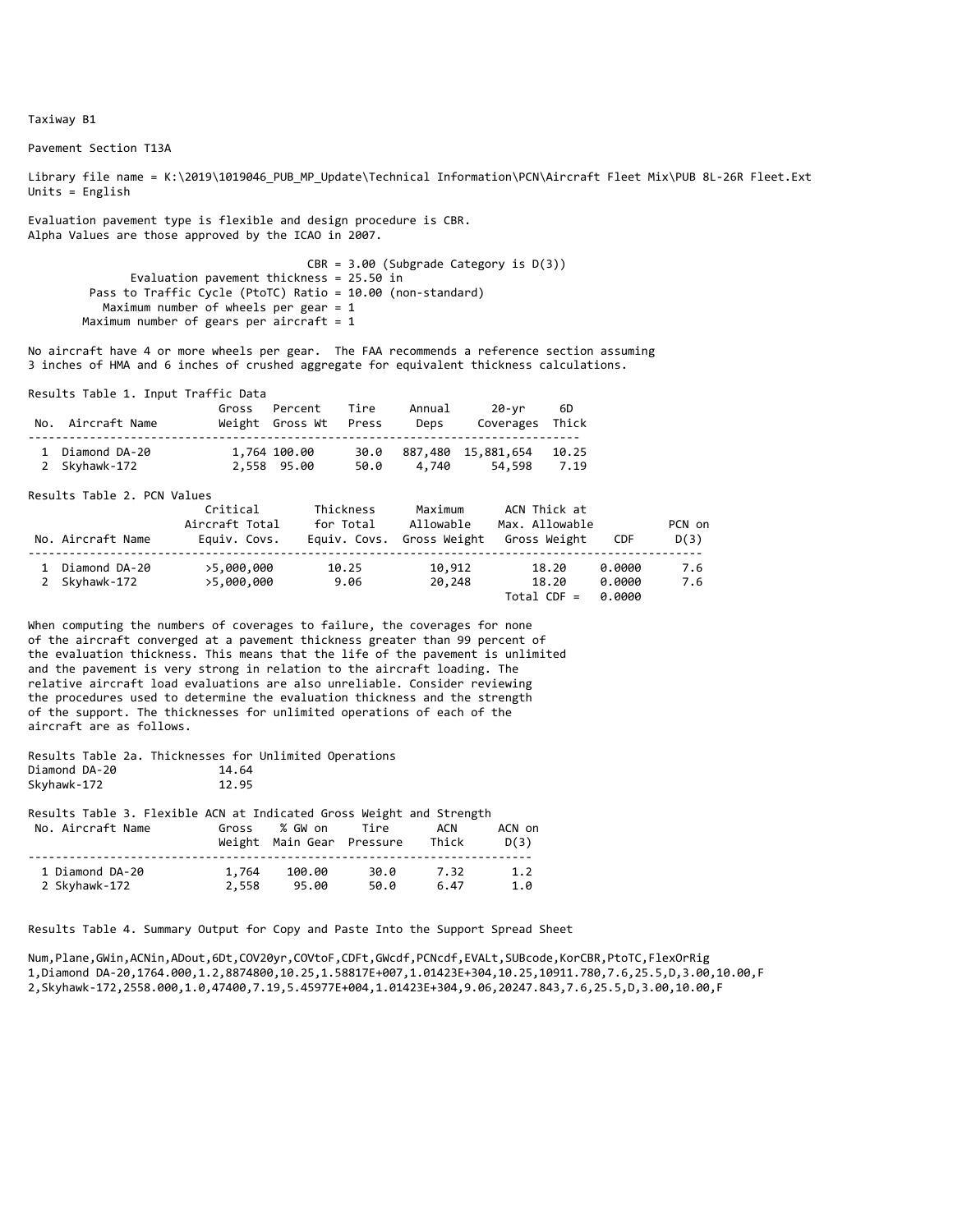Taxiway B1

Pavement Section T13A

Library file name = K:\2019\1019046_PUB_MP_Update\Technical Information\PCN\Aircraft Fleet Mix\PUB 8L-26R Fleet.Ext
Units = English

Evaluation pavement type is flexible and design procedure is CBR.
Alpha Values are those approved by the ICAO in 2007.

CBR = 3.00 (Subgrade Category is D(3))
Evaluation pavement thickness = 25.50 in
Pass to Traffic Cycle (PtoTC) Ratio = 10.00 (non-standard)
Maximum number of wheels per gear = 1
Maximum number of gears per aircraft = 1

No aircraft have 4 or more wheels per gear. The FAA recommends a reference section assuming 3 inches of HMA and 6 inches of crushed aggregate for equivalent thickness calculations.

Results Table 1. Input Traffic Data

| No. | Aircraft Name | Gross Weight | Percent Gross Wt | Tire Press | Annual Deps | 20-yr Coverages | 6D Thick |
|---|---|---|---|---|---|---|---|
| 1 | Diamond DA-20 | 1,764 | 100.00 | 30.0 | 887,480 | 15,881,654 | 10.25 |
| 2 | Skyhawk-172 | 2,558 | 95.00 | 50.0 | 4,740 | 54,598 | 7.19 |

Results Table 2. PCN Values

| No. | Aircraft Name | Critical Aircraft Total Equiv. Covs. | Thickness for Total Equiv. Covs. | Maximum Allowable Gross Weight | ACN Thick at Max. Allowable Gross Weight | CDF | PCN on D(3) |
|---|---|---|---|---|---|---|---|
| 1 | Diamond DA-20 | >5,000,000 | 10.25 | 10,912 | 18.20 | 0.0000 | 7.6 |
| 2 | Skyhawk-172 | >5,000,000 | 9.06 | 20,248 | 18.20 | 0.0000 | 7.6 |
| | | | | | Total CDF = | 0.0000 | |

When computing the numbers of coverages to failure, the coverages for none of the aircraft converged at a pavement thickness greater than 99 percent of the evaluation thickness. This means that the life of the pavement is unlimited and the pavement is very strong in relation to the aircraft loading. The relative aircraft load evaluations are also unreliable. Consider reviewing the procedures used to determine the evaluation thickness and the strength of the support. The thicknesses for unlimited operations of each of the aircraft are as follows.

Results Table 2a. Thicknesses for Unlimited Operations

| Aircraft | Thickness |
|---|---|
| Diamond DA-20 | 14.64 |
| Skyhawk-172 | 12.95 |

Results Table 3. Flexible ACN at Indicated Gross Weight and Strength

| No. | Aircraft Name | Gross Weight | % GW on Main Gear | Tire Pressure | ACN Thick | ACN on D(3) |
|---|---|---|---|---|---|---|
| 1 | Diamond DA-20 | 1,764 | 100.00 | 30.0 | 7.32 | 1.2 |
| 2 | Skyhawk-172 | 2,558 | 95.00 | 50.0 | 6.47 | 1.0 |

Results Table 4. Summary Output for Copy and Paste Into the Support Spread Sheet

```
Num,Plane,GWin,ACNin,ADout,6Dt,COV20yr,COVtoF,CDFt,GWcdf,PCNcdf,EVALt,SUBcode,KorCBR,PtoTC,FlexOrRig
1,Diamond DA-20,1764.000,1.2,8874800,10.25,1.58817E+007,1.01423E+304,10.25,10911.780,7.6,25.5,D,3.00,10.00,F
2,Skyhawk-172,2558.000,1.0,47400,7.19,5.45977E+004,1.01423E+304,9.06,20247.843,7.6,25.5,D,3.00,10.00,F
```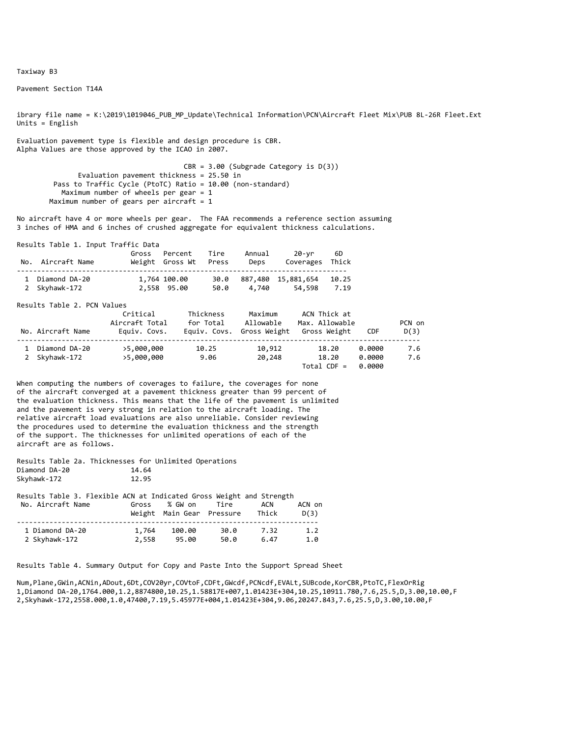Taxiway B3

Pavement Section T14A

ibrary file name = K:\2019\1019046_PUB_MP_Update\Technical Information\PCN\Aircraft Fleet Mix\PUB 8L-26R Fleet.Ext
Units = English

Evaluation pavement type is flexible and design procedure is CBR.
Alpha Values are those approved by the ICAO in 2007.

```
                                    CBR = 3.00 (Subgrade Category is D(3))
              Evaluation pavement thickness = 25.50 in
         Pass to Traffic Cycle (PtoTC) Ratio = 10.00 (non-standard)
           Maximum number of wheels per gear = 1
         Maximum number of gears per aircraft = 1
```

No aircraft have 4 or more wheels per gear. The FAA recommends a reference section assuming 3 inches of HMA and 6 inches of crushed aggregate for equivalent thickness calculations.

Results Table 1. Input Traffic Data

| No. | Aircraft Name | Gross Weight | Percent Gross Wt | Tire Press | Annual Deps | 20-yr Coverages | 6D Thick |
|---|---|---|---|---|---|---|---|
| 1 | Diamond DA-20 | 1,764 | 100.00 | 30.0 | 887,480 | 15,881,654 | 10.25 |
| 2 | Skyhawk-172 | 2,558 | 95.00 | 50.0 | 4,740 | 54,598 | 7.19 |

Results Table 2. PCN Values

| No. | Aircraft Name | Critical Aircraft Total Equiv. Covs. | Thickness for Total Equiv. Covs. | Maximum Allowable Gross Weight | ACN Thick at Max. Allowable Gross Weight | CDF | PCN on D(3) |
|---|---|---|---|---|---|---|---|
| 1 | Diamond DA-20 | >5,000,000 | 10.25 | 10,912 | 18.20 | 0.0000 | 7.6 |
| 2 | Skyhawk-172 | >5,000,000 | 9.06 | 20,248 | 18.20 | 0.0000 | 7.6 |
| | | | | | Total CDF = | 0.0000 | |

When computing the numbers of coverages to failure, the coverages for none of the aircraft converged at a pavement thickness greater than 99 percent of the evaluation thickness. This means that the life of the pavement is unlimited and the pavement is very strong in relation to the aircraft loading. The relative aircraft load evaluations are also unreliable. Consider reviewing the procedures used to determine the evaluation thickness and the strength of the support. The thicknesses for unlimited operations of each of the aircraft are as follows.

Results Table 2a. Thicknesses for Unlimited Operations

| Aircraft | Thickness |
|---|---|
| Diamond DA-20 | 14.64 |
| Skyhawk-172 | 12.95 |

Results Table 3. Flexible ACN at Indicated Gross Weight and Strength

| No. | Aircraft Name | Gross Weight | % GW on Main Gear | Tire Pressure | ACN Thick | ACN on D(3) |
|---|---|---|---|---|---|---|
| 1 | Diamond DA-20 | 1,764 | 100.00 | 30.0 | 7.32 | 1.2 |
| 2 | Skyhawk-172 | 2,558 | 95.00 | 50.0 | 6.47 | 1.0 |

Results Table 4. Summary Output for Copy and Paste Into the Support Spread Sheet

```
Num,Plane,GWin,ACNin,ADout,6Dt,COV20yr,COVtoF,CDFt,GWcdf,PCNcdf,EVALt,SUBcode,KorCBR,PtoTC,FlexOrRig
1,Diamond DA-20,1764.000,1.2,8874800,10.25,1.58817E+007,1.01423E+304,10.25,10911.780,7.6,25.5,D,3.00,10.00,F
2,Skyhawk-172,2558.000,1.0,47400,7.19,5.45977E+004,1.01423E+304,9.06,20247.843,7.6,25.5,D,3.00,10.00,F
```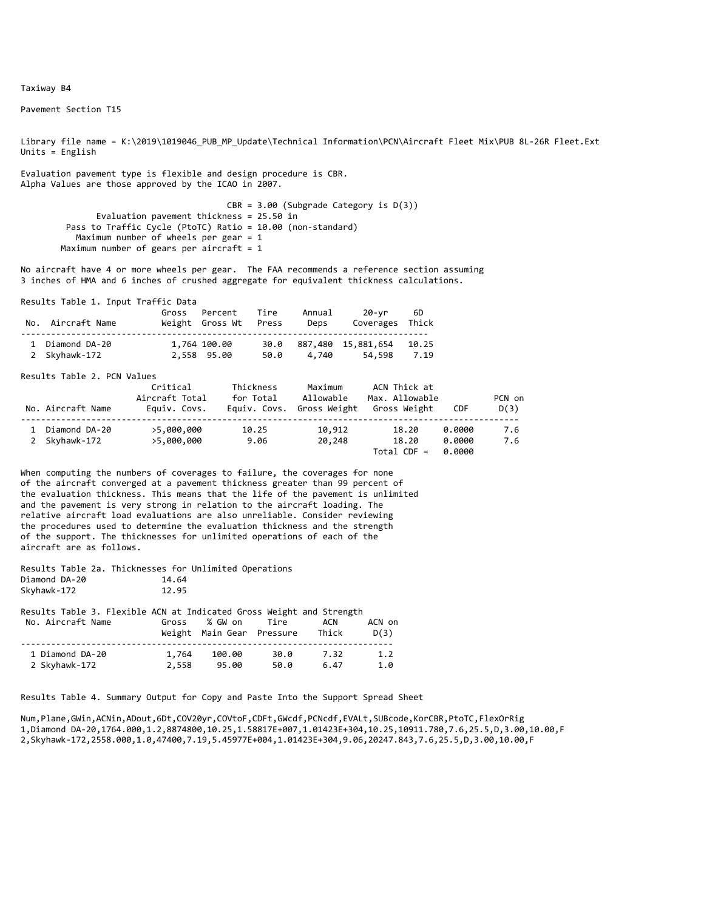Taxiway B4

Pavement Section T15

Library file name = K:\2019\1019046_PUB_MP_Update\Technical Information\PCN\Aircraft Fleet Mix\PUB 8L-26R Fleet.Ext
Units = English

Evaluation pavement type is flexible and design procedure is CBR.
Alpha Values are those approved by the ICAO in 2007.

CBR = 3.00 (Subgrade Category is D(3))
Evaluation pavement thickness = 25.50 in
Pass to Traffic Cycle (PtoTC) Ratio = 10.00 (non-standard)
Maximum number of wheels per gear = 1
Maximum number of gears per aircraft = 1

No aircraft have 4 or more wheels per gear. The FAA recommends a reference section assuming 3 inches of HMA and 6 inches of crushed aggregate for equivalent thickness calculations.

Results Table 1. Input Traffic Data

| No. | Aircraft Name | Gross Weight | Percent Gross Wt | Tire Press | Annual Deps | 20-yr Coverages | 6D Thick |
|---|---|---|---|---|---|---|---|
| 1 | Diamond DA-20 | 1,764 | 100.00 | 30.0 | 887,480 | 15,881,654 | 10.25 |
| 2 | Skyhawk-172 | 2,558 | 95.00 | 50.0 | 4,740 | 54,598 | 7.19 |

Results Table 2. PCN Values

| No. | Aircraft Name | Critical Aircraft Total Equiv. Covs. | Thickness for Total Equiv. Covs. | Maximum Allowable Gross Weight | ACN Thick at Max. Allowable Gross Weight | CDF | PCN on D(3) |
|---|---|---|---|---|---|---|---|
| 1 | Diamond DA-20 | >5,000,000 | 10.25 | 10,912 | 18.20 | 0.0000 | 7.6 |
| 2 | Skyhawk-172 | >5,000,000 | 9.06 | 20,248 | 18.20 | 0.0000 | 7.6 |
| | | | | | Total CDF = | 0.0000 | |

When computing the numbers of coverages to failure, the coverages for none of the aircraft converged at a pavement thickness greater than 99 percent of the evaluation thickness. This means that the life of the pavement is unlimited and the pavement is very strong in relation to the aircraft loading. The relative aircraft load evaluations are also unreliable. Consider reviewing the procedures used to determine the evaluation thickness and the strength of the support. The thicknesses for unlimited operations of each of the aircraft are as follows.

Results Table 2a. Thicknesses for Unlimited Operations

| Aircraft | Thickness |
|---|---|
| Diamond DA-20 | 14.64 |
| Skyhawk-172 | 12.95 |

Results Table 3. Flexible ACN at Indicated Gross Weight and Strength

| No. | Aircraft Name | Gross Weight | % GW on Main Gear | Tire Pressure | ACN Thick | ACN on D(3) |
|---|---|---|---|---|---|---|
| 1 | Diamond DA-20 | 1,764 | 100.00 | 30.0 | 7.32 | 1.2 |
| 2 | Skyhawk-172 | 2,558 | 95.00 | 50.0 | 6.47 | 1.0 |

Results Table 4. Summary Output for Copy and Paste Into the Support Spread Sheet

```
Num,Plane,GWin,ACNin,ADout,6Dt,COV20yr,COVtoF,CDFt,GWcdf,PCNcdf,EVALt,SUBcode,KorCBR,PtoTC,FlexOrRig
1,Diamond DA-20,1764.000,1.2,8874800,10.25,1.58817E+007,1.01423E+304,10.25,10911.780,7.6,25.5,D,3.00,10.00,F
2,Skyhawk-172,2558.000,1.0,47400,7.19,5.45977E+004,1.01423E+304,9.06,20247.843,7.6,25.5,D,3.00,10.00,F
```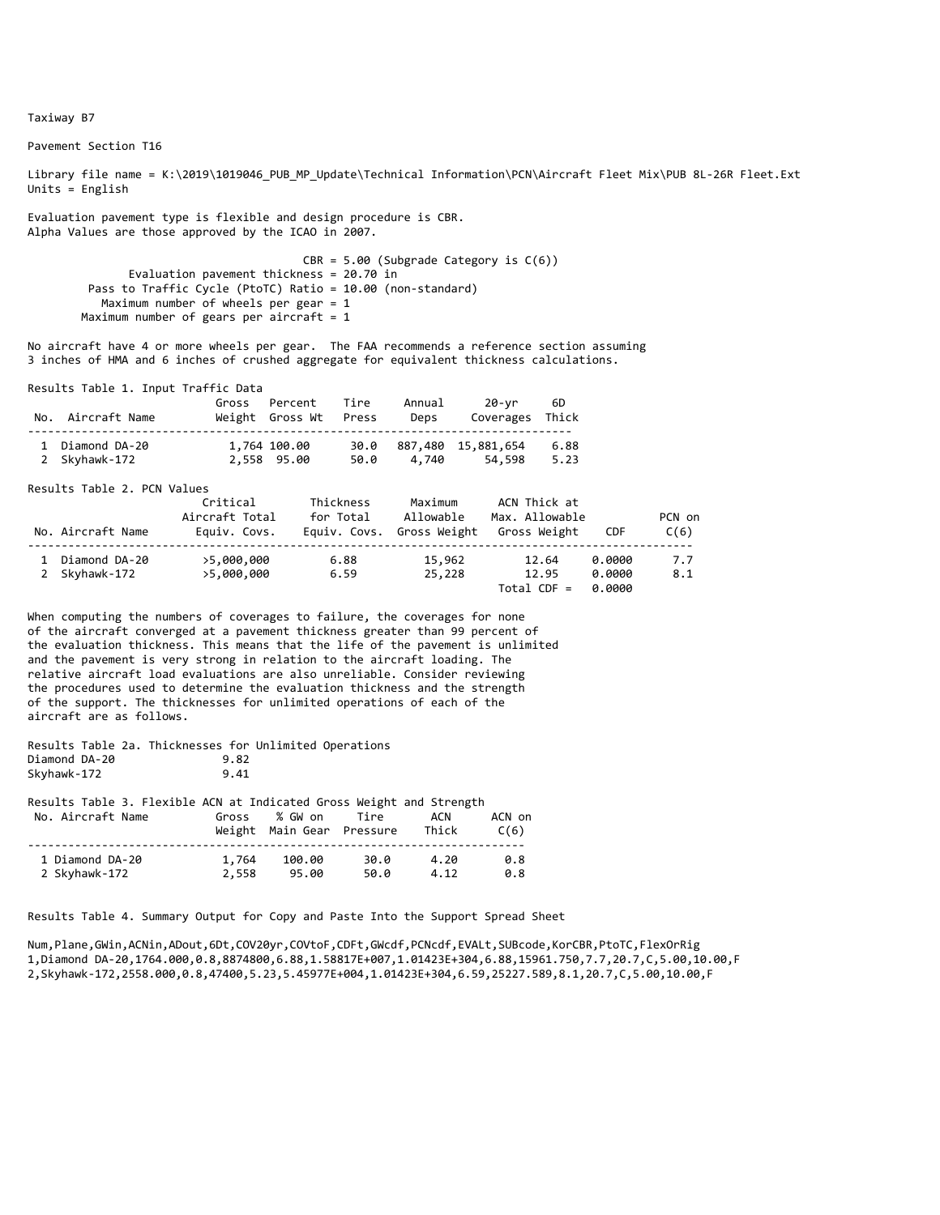Taxiway B7

Pavement Section T16

Library file name = K:\2019\1019046_PUB_MP_Update\Technical Information\PCN\Aircraft Fleet Mix\PUB 8L-26R Fleet.Ext
Units = English

Evaluation pavement type is flexible and design procedure is CBR.
Alpha Values are those approved by the ICAO in 2007.

CBR = 5.00 (Subgrade Category is C(6))
Evaluation pavement thickness = 20.70 in
Pass to Traffic Cycle (PtoTC) Ratio = 10.00 (non-standard)
Maximum number of wheels per gear = 1
Maximum number of gears per aircraft = 1

No aircraft have 4 or more wheels per gear. The FAA recommends a reference section assuming 3 inches of HMA and 6 inches of crushed aggregate for equivalent thickness calculations.

Results Table 1. Input Traffic Data

| No. | Aircraft Name | Gross Weight | Percent Gross Wt | Tire Press | Annual Deps | 20-yr Coverages | 6D Thick |
|---|---|---|---|---|---|---|---|
| 1 | Diamond DA-20 | 1,764 | 100.00 | 30.0 | 887,480 | 15,881,654 | 6.88 |
| 2 | Skyhawk-172 | 2,558 | 95.00 | 50.0 | 4,740 | 54,598 | 5.23 |

Results Table 2. PCN Values

| No. | Aircraft Name | Critical Aircraft Total Equiv. Covs. | Thickness for Total Equiv. Covs. | Maximum Allowable Gross Weight | ACN Thick at Max. Allowable Gross Weight | CDF | PCN on C(6) |
|---|---|---|---|---|---|---|---|
| 1 | Diamond DA-20 | >5,000,000 | 6.88 | 15,962 | 12.64 | 0.0000 | 7.7 |
| 2 | Skyhawk-172 | >5,000,000 | 6.59 | 25,228 | 12.95 | 0.0000 | 8.1 |
| | | | | | Total CDF = | 0.0000 | |

When computing the numbers of coverages to failure, the coverages for none of the aircraft converged at a pavement thickness greater than 99 percent of the evaluation thickness. This means that the life of the pavement is unlimited and the pavement is very strong in relation to the aircraft loading. The relative aircraft load evaluations are also unreliable. Consider reviewing the procedures used to determine the evaluation thickness and the strength of the support. The thicknesses for unlimited operations of each of the aircraft are as follows.

Results Table 2a. Thicknesses for Unlimited Operations

| Aircraft | Thickness |
|---|---|
| Diamond DA-20 | 9.82 |
| Skyhawk-172 | 9.41 |

Results Table 3. Flexible ACN at Indicated Gross Weight and Strength

| No. | Aircraft Name | Gross Weight | % GW on Main Gear | Tire Pressure | ACN Thick | ACN on C(6) |
|---|---|---|---|---|---|---|
| 1 | Diamond DA-20 | 1,764 | 100.00 | 30.0 | 4.20 | 0.8 |
| 2 | Skyhawk-172 | 2,558 | 95.00 | 50.0 | 4.12 | 0.8 |

Results Table 4. Summary Output for Copy and Paste Into the Support Spread Sheet

```
Num,Plane,GWin,ACNin,ADout,6Dt,COV20yr,COVtoF,CDFt,GWcdf,PCNcdf,EVALt,SUBcode,KorCBR,PtoTC,FlexOrRig
1,Diamond DA-20,1764.000,0.8,8874800,6.88,1.58817E+007,1.01423E+304,6.88,15961.750,7.7,20.7,C,5.00,10.00,F
2,Skyhawk-172,2558.000,0.8,47400,5.23,5.45977E+004,1.01423E+304,6.59,25227.589,8.1,20.7,C,5.00,10.00,F
```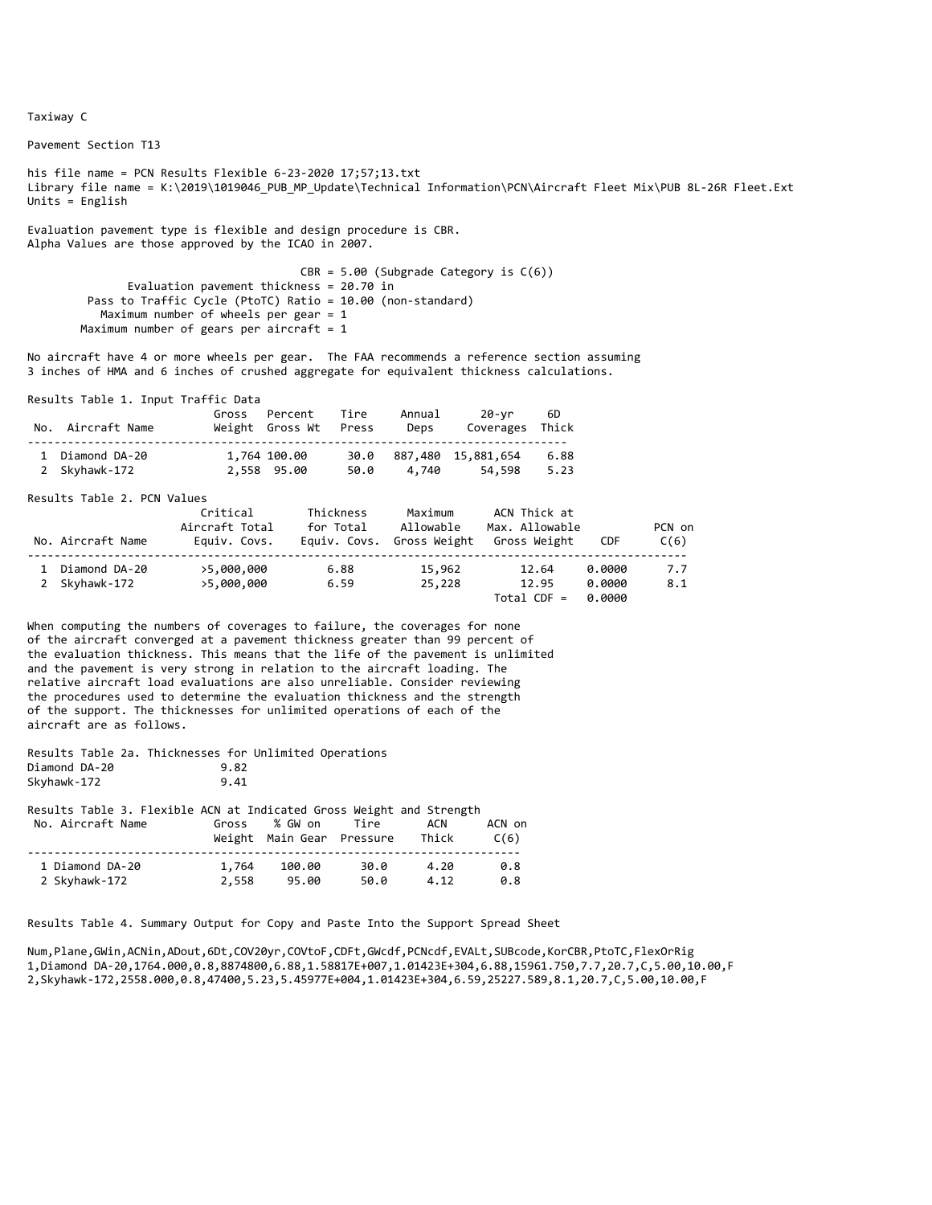Taxiway C

Pavement Section T13

his file name = PCN Results Flexible 6-23-2020 17;57;13.txt
Library file name = K:\2019\1019046_PUB_MP_Update\Technical Information\PCN\Aircraft Fleet Mix\PUB 8L-26R Fleet.Ext
Units = English

Evaluation pavement type is flexible and design procedure is CBR.
Alpha Values are those approved by the ICAO in 2007.

CBR = 5.00 (Subgrade Category is C(6))
Evaluation pavement thickness = 20.70 in
Pass to Traffic Cycle (PtoTC) Ratio = 10.00 (non-standard)
Maximum number of wheels per gear = 1
Maximum number of gears per aircraft = 1

No aircraft have 4 or more wheels per gear. The FAA recommends a reference section assuming 3 inches of HMA and 6 inches of crushed aggregate for equivalent thickness calculations.

Results Table 1. Input Traffic Data

| No. | Aircraft Name | Gross Weight | Percent Gross Wt | Tire Press | Annual Deps | 20-yr Coverages | 6D Thick |
|---|---|---|---|---|---|---|---|
| 1 | Diamond DA-20 | 1,764 | 100.00 | 30.0 | 887,480 | 15,881,654 | 6.88 |
| 2 | Skyhawk-172 | 2,558 | 95.00 | 50.0 | 4,740 | 54,598 | 5.23 |

Results Table 2. PCN Values

| No. | Aircraft Name | Critical Aircraft Total Equiv. Covs. | Thickness for Total Equiv. Covs. | Maximum Allowable Gross Weight | ACN Thick at Max. Allowable Gross Weight | CDF | PCN on C(6) |
|---|---|---|---|---|---|---|---|
| 1 | Diamond DA-20 | >5,000,000 | 6.88 | 15,962 | 12.64 | 0.0000 | 7.7 |
| 2 | Skyhawk-172 | >5,000,000 | 6.59 | 25,228 | 12.95 | 0.0000 | 8.1 |
| | | | | | Total CDF = | 0.0000 | |

When computing the numbers of coverages to failure, the coverages for none of the aircraft converged at a pavement thickness greater than 99 percent of the evaluation thickness. This means that the life of the pavement is unlimited and the pavement is very strong in relation to the aircraft loading. The relative aircraft load evaluations are also unreliable. Consider reviewing the procedures used to determine the evaluation thickness and the strength of the support. The thicknesses for unlimited operations of each of the aircraft are as follows.

Results Table 2a. Thicknesses for Unlimited Operations

| Aircraft | Thickness |
|---|---|
| Diamond DA-20 | 9.82 |
| Skyhawk-172 | 9.41 |

Results Table 3. Flexible ACN at Indicated Gross Weight and Strength

| No. | Aircraft Name | Gross Weight | % GW on Main Gear | Tire Pressure | ACN Thick | ACN on C(6) |
|---|---|---|---|---|---|---|
| 1 | Diamond DA-20 | 1,764 | 100.00 | 30.0 | 4.20 | 0.8 |
| 2 | Skyhawk-172 | 2,558 | 95.00 | 50.0 | 4.12 | 0.8 |

Results Table 4. Summary Output for Copy and Paste Into the Support Spread Sheet

```
Num,Plane,GWin,ACNin,ADout,6Dt,COV20yr,COVtoF,CDFt,GWcdf,PCNcdf,EVALt,SUBcode,KorCBR,PtoTC,FlexOrRig
1,Diamond DA-20,1764.000,0.8,8874800,6.88,1.58817E+007,1.01423E+304,6.88,15961.750,7.7,20.7,C,5.00,10.00,F
2,Skyhawk-172,2558.000,0.8,47400,5.23,5.45977E+004,1.01423E+304,6.59,25227.589,8.1,20.7,C,5.00,10.00,F
```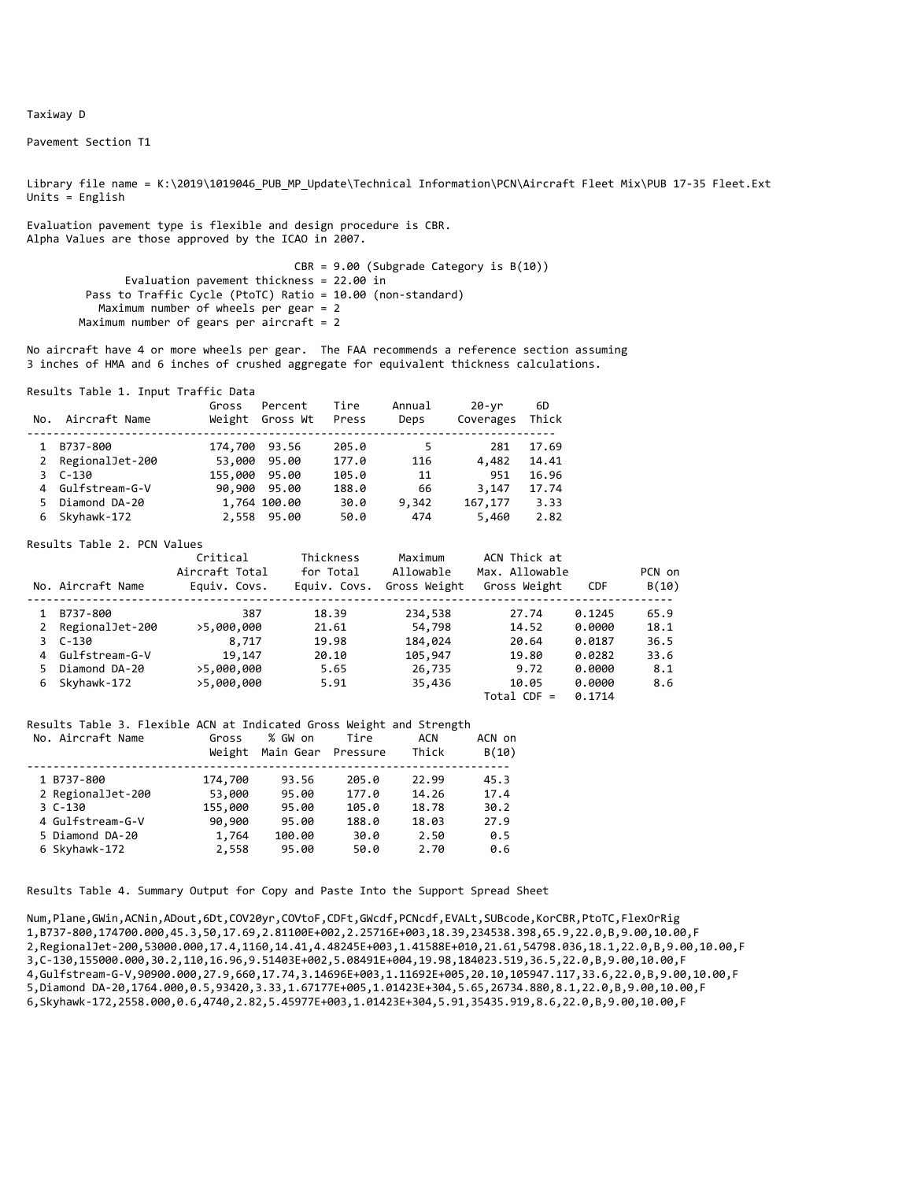Taxiway D

Pavement Section T1

Library file name = K:\2019\1019046_PUB_MP_Update\Technical Information\PCN\Aircraft Fleet Mix\PUB 17-35 Fleet.Ext
Units = English

Evaluation pavement type is flexible and design procedure is CBR.
Alpha Values are those approved by the ICAO in 2007.

CBR = 9.00 (Subgrade Category is B(10))
Evaluation pavement thickness = 22.00 in
Pass to Traffic Cycle (PtoTC) Ratio = 10.00 (non-standard)
Maximum number of wheels per gear = 2
Maximum number of gears per aircraft = 2

No aircraft have 4 or more wheels per gear. The FAA recommends a reference section assuming 3 inches of HMA and 6 inches of crushed aggregate for equivalent thickness calculations.

Results Table 1. Input Traffic Data

| No. | Aircraft Name | Gross Weight | Percent Gross Wt | Tire Press | Annual Deps | 20-yr Coverages | 6D Thick |
|---|---|---|---|---|---|---|---|
| 1 | B737-800 | 174,700 | 93.56 | 205.0 | 5 | 281 | 17.69 |
| 2 | RegionalJet-200 | 53,000 | 95.00 | 177.0 | 116 | 4,482 | 14.41 |
| 3 | C-130 | 155,000 | 95.00 | 105.0 | 11 | 951 | 16.96 |
| 4 | Gulfstream-G-V | 90,900 | 95.00 | 188.0 | 66 | 3,147 | 17.74 |
| 5 | Diamond DA-20 | 1,764 | 100.00 | 30.0 | 9,342 | 167,177 | 3.33 |
| 6 | Skyhawk-172 | 2,558 | 95.00 | 50.0 | 474 | 5,460 | 2.82 |

Results Table 2. PCN Values

| No. | Aircraft Name | Critical Aircraft Total Equiv. Covs. | Thickness for Total Equiv. Covs. | Maximum Allowable Gross Weight | ACN Thick at Max. Allowable Gross Weight | CDF | PCN on B(10) |
|---|---|---|---|---|---|---|---|
| 1 | B737-800 | 387 | 18.39 | 234,538 | 27.74 | 0.1245 | 65.9 |
| 2 | RegionalJet-200 | >5,000,000 | 21.61 | 54,798 | 14.52 | 0.0000 | 18.1 |
| 3 | C-130 | 8,717 | 19.98 | 184,024 | 20.64 | 0.0187 | 36.5 |
| 4 | Gulfstream-G-V | 19,147 | 20.10 | 105,947 | 19.80 | 0.0282 | 33.6 |
| 5 | Diamond DA-20 | >5,000,000 | 5.65 | 26,735 | 9.72 | 0.0000 | 8.1 |
| 6 | Skyhawk-172 | >5,000,000 | 5.91 | 35,436 | 10.05 | 0.0000 | 8.6 |
| | | | | | Total CDF = | 0.1714 | |

Results Table 3. Flexible ACN at Indicated Gross Weight and Strength

| No. | Aircraft Name | Gross Weight | % GW on Main Gear | Tire Pressure | ACN Thick | ACN on B(10) |
|---|---|---|---|---|---|---|
| 1 | B737-800 | 174,700 | 93.56 | 205.0 | 22.99 | 45.3 |
| 2 | RegionalJet-200 | 53,000 | 95.00 | 177.0 | 14.26 | 17.4 |
| 3 | C-130 | 155,000 | 95.00 | 105.0 | 18.78 | 30.2 |
| 4 | Gulfstream-G-V | 90,900 | 95.00 | 188.0 | 18.03 | 27.9 |
| 5 | Diamond DA-20 | 1,764 | 100.00 | 30.0 | 2.50 | 0.5 |
| 6 | Skyhawk-172 | 2,558 | 95.00 | 50.0 | 2.70 | 0.6 |

Results Table 4. Summary Output for Copy and Paste Into the Support Spread Sheet

```
Num,Plane,GWin,ACNin,ADout,6Dt,COV20yr,COVtoF,CDFt,GWcdf,PCNcdf,EVALt,SUBcode,KorCBR,PtoTC,FlexOrRig
1,B737-800,174700.000,45.3,50,17.69,2.81100E+002,2.25716E+003,18.39,234538.398,65.9,22.0,B,9.00,10.00,F
2,RegionalJet-200,53000.000,17.4,1160,14.41,4.48245E+003,1.41588E+010,21.61,54798.036,18.1,22.0,B,9.00,10.00,F
3,C-130,155000.000,30.2,110,16.96,9.51403E+002,5.08491E+004,19.98,184023.519,36.5,22.0,B,9.00,10.00,F
4,Gulfstream-G-V,90900.000,27.9,660,17.74,3.14696E+003,1.11692E+005,20.10,105947.117,33.6,22.0,B,9.00,10.00,F
5,Diamond DA-20,1764.000,0.5,93420,3.33,1.67177E+005,1.01423E+304,5.65,26734.880,8.1,22.0,B,9.00,10.00,F
6,Skyhawk-172,2558.000,0.6,4740,2.82,5.45977E+003,1.01423E+304,5.91,35435.919,8.6,22.0,B,9.00,10.00,F
```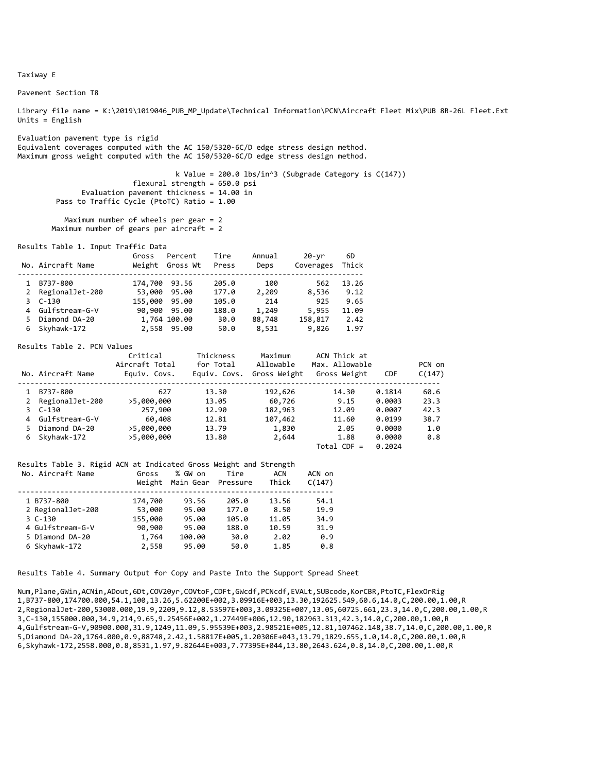Taxiway E

Pavement Section T8

Library file name = K:\2019\1019046_PUB_MP_Update\Technical Information\PCN\Aircraft Fleet Mix\PUB 8R-26L Fleet.Ext
Units = English

Evaluation pavement type is rigid
Equivalent coverages computed with the AC 150/5320-6C/D edge stress design method.
Maximum gross weight computed with the AC 150/5320-6C/D edge stress design method.

k Value = 200.0 lbs/in^3 (Subgrade Category is C(147))
flexural strength = 650.0 psi
Evaluation pavement thickness = 14.00 in
Pass to Traffic Cycle (PtoTC) Ratio = 1.00

Maximum number of wheels per gear = 2
Maximum number of gears per aircraft = 2

Results Table 1. Input Traffic Data

| No. | Aircraft Name | Gross Weight | Percent Gross Wt | Tire Press | Annual Deps | 20-yr Coverages | 6D Thick |
|---|---|---|---|---|---|---|---|
| 1 | B737-800 | 174,700 | 93.56 | 205.0 | 100 | 562 | 13.26 |
| 2 | RegionalJet-200 | 53,000 | 95.00 | 177.0 | 2,209 | 8,536 | 9.12 |
| 3 | C-130 | 155,000 | 95.00 | 105.0 | 214 | 925 | 9.65 |
| 4 | Gulfstream-G-V | 90,900 | 95.00 | 188.0 | 1,249 | 5,955 | 11.09 |
| 5 | Diamond DA-20 | 1,764 | 100.00 | 30.0 | 88,748 | 158,817 | 2.42 |
| 6 | Skyhawk-172 | 2,558 | 95.00 | 50.0 | 8,531 | 9,826 | 1.97 |

Results Table 2. PCN Values

| No. | Aircraft Name | Critical Aircraft Total Equiv. Covs. | Thickness for Total Equiv. Covs. | Maximum Allowable Gross Weight | ACN Thick at Max. Allowable Gross Weight | CDF | PCN on C(147) |
|---|---|---|---|---|---|---|---|
| 1 | B737-800 | 627 | 13.30 | 192,626 | 14.30 | 0.1814 | 60.6 |
| 2 | RegionalJet-200 | >5,000,000 | 13.05 | 60,726 | 9.15 | 0.0003 | 23.3 |
| 3 | C-130 | 257,900 | 12.90 | 182,963 | 12.09 | 0.0007 | 42.3 |
| 4 | Gulfstream-G-V | 60,408 | 12.81 | 107,462 | 11.60 | 0.0199 | 38.7 |
| 5 | Diamond DA-20 | >5,000,000 | 13.79 | 1,830 | 2.05 | 0.0000 | 1.0 |
| 6 | Skyhawk-172 | >5,000,000 | 13.80 | 2,644 | 1.88 | 0.0000 | 0.8 |
| | | | | | Total CDF = | 0.2024 | |

Results Table 3. Rigid ACN at Indicated Gross Weight and Strength

| No. | Aircraft Name | Gross Weight | % GW on Main Gear | Tire Pressure | ACN Thick | ACN on C(147) |
|---|---|---|---|---|---|---|
| 1 | B737-800 | 174,700 | 93.56 | 205.0 | 13.56 | 54.1 |
| 2 | RegionalJet-200 | 53,000 | 95.00 | 177.0 | 8.50 | 19.9 |
| 3 | C-130 | 155,000 | 95.00 | 105.0 | 11.05 | 34.9 |
| 4 | Gulfstream-G-V | 90,900 | 95.00 | 188.0 | 10.59 | 31.9 |
| 5 | Diamond DA-20 | 1,764 | 100.00 | 30.0 | 2.02 | 0.9 |
| 6 | Skyhawk-172 | 2,558 | 95.00 | 50.0 | 1.85 | 0.8 |

Results Table 4. Summary Output for Copy and Paste Into the Support Spread Sheet

```
Num,Plane,GWin,ACNin,ADout,6Dt,COV20yr,COVtoF,CDFt,GWcdf,PCNcdf,EVALt,SUBcode,KorCBR,PtoTC,FlexOrRig
1,B737-800,174700.000,54.1,100,13.26,5.62200E+002,3.09916E+003,13.30,192625.549,60.6,14.0,C,200.00,1.00,R
2,RegionalJet-200,53000.000,19.9,2209,9.12,8.53597E+003,3.09325E+007,13.05,60725.661,23.3,14.0,C,200.00,1.00,R
3,C-130,155000.000,34.9,214,9.65,9.25456E+002,1.27449E+006,12.90,182963.313,42.3,14.0,C,200.00,1.00,R
4,Gulfstream-G-V,90900.000,31.9,1249,11.09,5.95539E+003,2.98521E+005,12.81,107462.148,38.7,14.0,C,200.00,1.00,R
5,Diamond DA-20,1764.000,0.9,88748,2.42,1.58817E+005,1.20306E+043,13.79,1829.655,1.0,14.0,C,200.00,1.00,R
6,Skyhawk-172,2558.000,0.8,8531,1.97,9.82644E+003,7.77395E+044,13.80,2643.624,0.8,14.0,C,200.00,1.00,R
```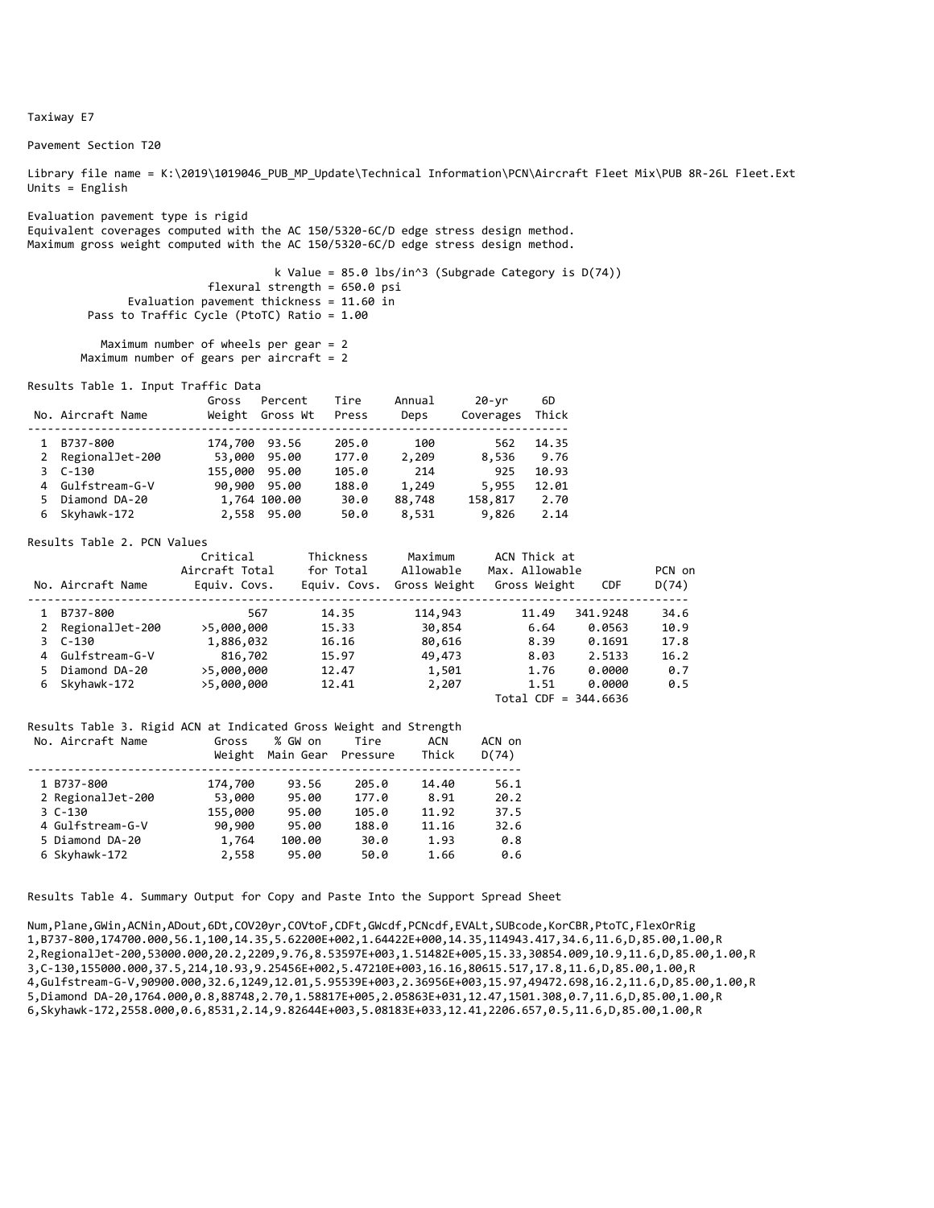Taxiway E7

Pavement Section T20

Library file name = K:\2019\1019046_PUB_MP_Update\Technical Information\PCN\Aircraft Fleet Mix\PUB 8R-26L Fleet.Ext
Units = English

Evaluation pavement type is rigid
Equivalent coverages computed with the AC 150/5320-6C/D edge stress design method.
Maximum gross weight computed with the AC 150/5320-6C/D edge stress design method.

k Value = 85.0 lbs/in^3 (Subgrade Category is D(74))
flexural strength = 650.0 psi
Evaluation pavement thickness = 11.60 in
Pass to Traffic Cycle (PtoTC) Ratio = 1.00

Maximum number of wheels per gear = 2
Maximum number of gears per aircraft = 2

Results Table 1. Input Traffic Data

| No. | Aircraft Name | Gross Weight | Percent Gross Wt | Tire Press | Annual Deps | 20-yr Coverages | 6D Thick |
|---|---|---|---|---|---|---|---|
| 1 | B737-800 | 174,700 | 93.56 | 205.0 | 100 | 562 | 14.35 |
| 2 | RegionalJet-200 | 53,000 | 95.00 | 177.0 | 2,209 | 8,536 | 9.76 |
| 3 | C-130 | 155,000 | 95.00 | 105.0 | 214 | 925 | 10.93 |
| 4 | Gulfstream-G-V | 90,900 | 95.00 | 188.0 | 1,249 | 5,955 | 12.01 |
| 5 | Diamond DA-20 | 1,764 | 100.00 | 30.0 | 88,748 | 158,817 | 2.70 |
| 6 | Skyhawk-172 | 2,558 | 95.00 | 50.0 | 8,531 | 9,826 | 2.14 |

Results Table 2. PCN Values

| No. | Aircraft Name | Critical Aircraft Total Equiv. Covs. | Thickness for Total Equiv. Covs. | Maximum Allowable Gross Weight | ACN Thick at Max. Allowable Gross Weight | CDF | PCN on D(74) |
|---|---|---|---|---|---|---|---|
| 1 | B737-800 | 567 | 14.35 | 114,943 | 11.49 | 341.9248 | 34.6 |
| 2 | RegionalJet-200 | >5,000,000 | 15.33 | 30,854 | 6.64 | 0.0563 | 10.9 |
| 3 | C-130 | 1,886,032 | 16.16 | 80,616 | 8.39 | 0.1691 | 17.8 |
| 4 | Gulfstream-G-V | 816,702 | 15.97 | 49,473 | 8.03 | 2.5133 | 16.2 |
| 5 | Diamond DA-20 | >5,000,000 | 12.47 | 1,501 | 1.76 | 0.0000 | 0.7 |
| 6 | Skyhawk-172 | >5,000,000 | 12.41 | 2,207 | 1.51 | 0.0000 | 0.5 |

Total CDF = 344.6636

Results Table 3. Rigid ACN at Indicated Gross Weight and Strength

| No. | Aircraft Name | Gross Weight | % GW on Main Gear | Tire Pressure | ACN Thick | ACN on D(74) |
|---|---|---|---|---|---|---|
| 1 | B737-800 | 174,700 | 93.56 | 205.0 | 14.40 | 56.1 |
| 2 | RegionalJet-200 | 53,000 | 95.00 | 177.0 | 8.91 | 20.2 |
| 3 | C-130 | 155,000 | 95.00 | 105.0 | 11.92 | 37.5 |
| 4 | Gulfstream-G-V | 90,900 | 95.00 | 188.0 | 11.16 | 32.6 |
| 5 | Diamond DA-20 | 1,764 | 100.00 | 30.0 | 1.93 | 0.8 |
| 6 | Skyhawk-172 | 2,558 | 95.00 | 50.0 | 1.66 | 0.6 |

Results Table 4. Summary Output for Copy and Paste Into the Support Spread Sheet

```
Num,Plane,GWin,ACNin,ADout,6Dt,COV20yr,COVtoF,CDFt,GWcdf,PCNcdf,EVALt,SUBcode,KorCBR,PtoTC,FlexOrRig
1,B737-800,174700.000,56.1,100,14.35,5.62200E+002,1.64422E+000,14.35,114943.417,34.6,11.6,D,85.00,1.00,R
2,RegionalJet-200,53000.000,20.2,2209,9.76,8.53597E+003,1.51482E+005,15.33,30854.009,10.9,11.6,D,85.00,1.00,R
3,C-130,155000.000,37.5,214,10.93,9.25456E+002,5.47210E+003,16.16,80615.517,17.8,11.6,D,85.00,1.00,R
4,Gulfstream-G-V,90900.000,32.6,1249,12.01,5.95539E+003,2.36956E+003,15.97,49472.698,16.2,11.6,D,85.00,1.00,R
5,Diamond DA-20,1764.000,0.8,88748,2.70,1.58817E+005,2.05863E+031,12.47,1501.308,0.7,11.6,D,85.00,1.00,R
6,Skyhawk-172,2558.000,0.6,8531,2.14,9.82644E+003,5.08183E+033,12.41,2206.657,0.5,11.6,D,85.00,1.00,R
```